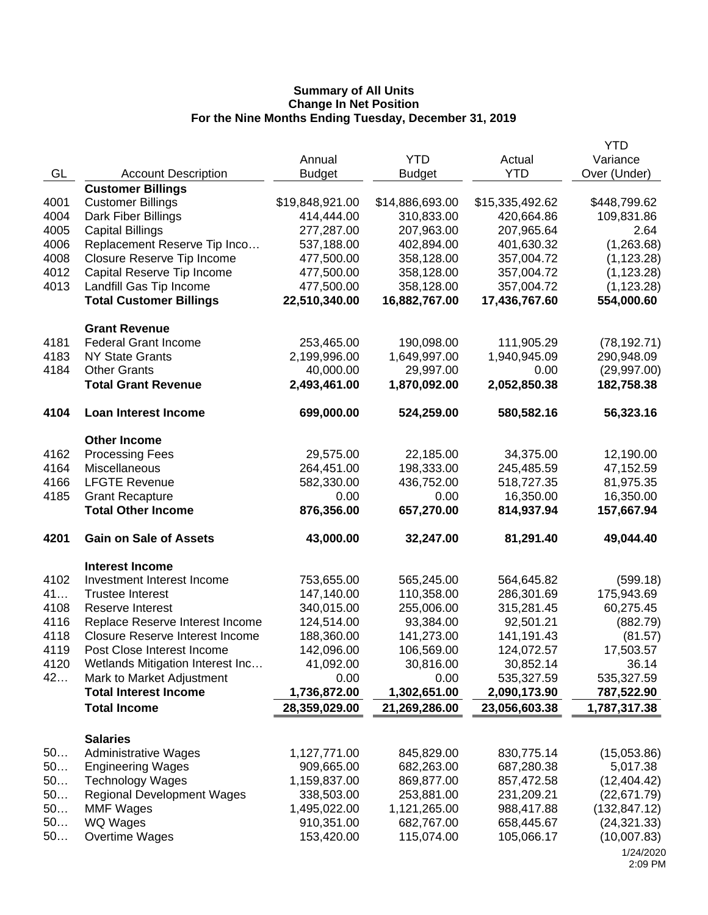**Summary of All Units**
**Change In Net Position**
**For the Nine Months Ending Tuesday, December 31, 2019**

| GL | Account Description | Annual Budget | YTD Budget | Actual YTD | YTD Variance Over (Under) |
|---|---|---|---|---|---|
| | **Customer Billings** | | | | |
| 4001 | Customer Billings | $19,848,921.00 | $14,886,693.00 | $15,335,492.62 | $448,799.62 |
| 4004 | Dark Fiber Billings | 414,444.00 | 310,833.00 | 420,664.86 | 109,831.86 |
| 4005 | Capital Billings | 277,287.00 | 207,963.00 | 207,965.64 | 2.64 |
| 4006 | Replacement Reserve Tip Inco… | 537,188.00 | 402,894.00 | 401,630.32 | (1,263.68) |
| 4008 | Closure Reserve Tip Income | 477,500.00 | 358,128.00 | 357,004.72 | (1,123.28) |
| 4012 | Capital Reserve Tip Income | 477,500.00 | 358,128.00 | 357,004.72 | (1,123.28) |
| 4013 | Landfill Gas Tip Income | 477,500.00 | 358,128.00 | 357,004.72 | (1,123.28) |
| | **Total Customer Billings** | **22,510,340.00** | **16,882,767.00** | **17,436,767.60** | **554,000.60** |
| | **Grant Revenue** | | | | |
| 4181 | Federal Grant Income | 253,465.00 | 190,098.00 | 111,905.29 | (78,192.71) |
| 4183 | NY State Grants | 2,199,996.00 | 1,649,997.00 | 1,940,945.09 | 290,948.09 |
| 4184 | Other Grants | 40,000.00 | 29,997.00 | 0.00 | (29,997.00) |
| | **Total Grant Revenue** | **2,493,461.00** | **1,870,092.00** | **2,052,850.38** | **182,758.38** |
| **4104** | **Loan Interest Income** | **699,000.00** | **524,259.00** | **580,582.16** | **56,323.16** |
| | **Other Income** | | | | |
| 4162 | Processing Fees | 29,575.00 | 22,185.00 | 34,375.00 | 12,190.00 |
| 4164 | Miscellaneous | 264,451.00 | 198,333.00 | 245,485.59 | 47,152.59 |
| 4166 | LFGTE Revenue | 582,330.00 | 436,752.00 | 518,727.35 | 81,975.35 |
| 4185 | Grant Recapture | 0.00 | 0.00 | 16,350.00 | 16,350.00 |
| | **Total Other Income** | **876,356.00** | **657,270.00** | **814,937.94** | **157,667.94** |
| **4201** | **Gain on Sale of Assets** | **43,000.00** | **32,247.00** | **81,291.40** | **49,044.40** |
| | **Interest Income** | | | | |
| 4102 | Investment Interest Income | 753,655.00 | 565,245.00 | 564,645.82 | (599.18) |
| 41… | Trustee Interest | 147,140.00 | 110,358.00 | 286,301.69 | 175,943.69 |
| 4108 | Reserve Interest | 340,015.00 | 255,006.00 | 315,281.45 | 60,275.45 |
| 4116 | Replace Reserve Interest Income | 124,514.00 | 93,384.00 | 92,501.21 | (882.79) |
| 4118 | Closure Reserve Interest Income | 188,360.00 | 141,273.00 | 141,191.43 | (81.57) |
| 4119 | Post Close Interest Income | 142,096.00 | 106,569.00 | 124,072.57 | 17,503.57 |
| 4120 | Wetlands Mitigation Interest Inc… | 41,092.00 | 30,816.00 | 30,852.14 | 36.14 |
| 42… | Mark to Market Adjustment | 0.00 | 0.00 | 535,327.59 | 535,327.59 |
| | **Total Interest Income** | **1,736,872.00** | **1,302,651.00** | **2,090,173.90** | **787,522.90** |
| | **Total Income** | **28,359,029.00** | **21,269,286.00** | **23,056,603.38** | **1,787,317.38** |
| | **Salaries** | | | | |
| 50… | Administrative Wages | 1,127,771.00 | 845,829.00 | 830,775.14 | (15,053.86) |
| 50… | Engineering Wages | 909,665.00 | 682,263.00 | 687,280.38 | 5,017.38 |
| 50… | Technology Wages | 1,159,837.00 | 869,877.00 | 857,472.58 | (12,404.42) |
| 50… | Regional Development Wages | 338,503.00 | 253,881.00 | 231,209.21 | (22,671.79) |
| 50… | MMF Wages | 1,495,022.00 | 1,121,265.00 | 988,417.88 | (132,847.12) |
| 50… | WQ Wages | 910,351.00 | 682,767.00 | 658,445.67 | (24,321.33) |
| 50… | Overtime Wages | 153,420.00 | 115,074.00 | 105,066.17 | (10,007.83) |

1/24/2020
2:09 PM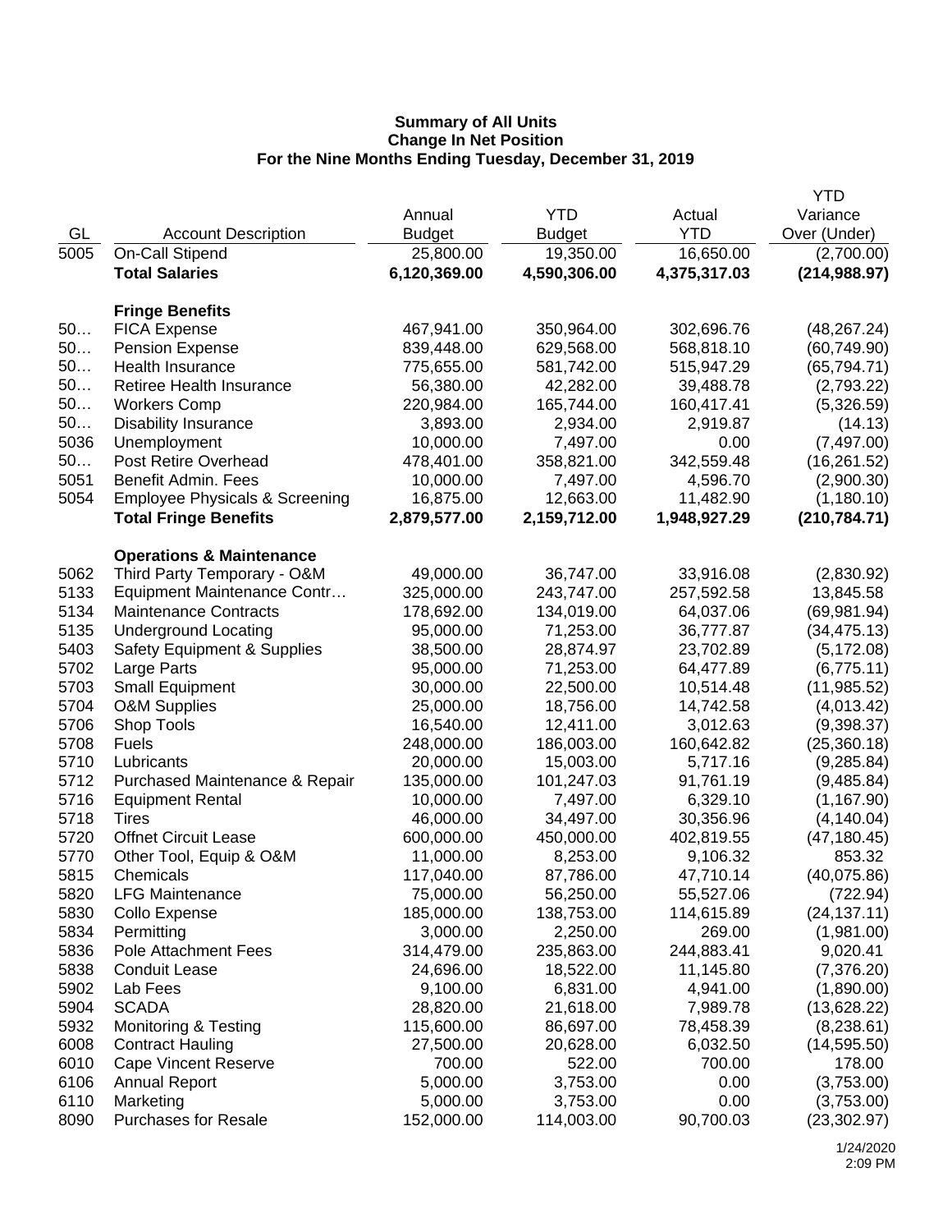**Summary of All Units**
**Change In Net Position**
**For the Nine Months Ending Tuesday, December 31, 2019**

| GL | Account Description | Annual Budget | YTD Budget | Actual YTD | YTD Variance Over (Under) |
|---|---|---|---|---|---|
| 5005 | On-Call Stipend | 25,800.00 | 19,350.00 | 16,650.00 | (2,700.00) |
| | **Total Salaries** | **6,120,369.00** | **4,590,306.00** | **4,375,317.03** | **(214,988.97)** |
| | | | | | |
| | **Fringe Benefits** | | | | |
| 50… | FICA Expense | 467,941.00 | 350,964.00 | 302,696.76 | (48,267.24) |
| 50… | Pension Expense | 839,448.00 | 629,568.00 | 568,818.10 | (60,749.90) |
| 50… | Health Insurance | 775,655.00 | 581,742.00 | 515,947.29 | (65,794.71) |
| 50… | Retiree Health Insurance | 56,380.00 | 42,282.00 | 39,488.78 | (2,793.22) |
| 50… | Workers Comp | 220,984.00 | 165,744.00 | 160,417.41 | (5,326.59) |
| 50… | Disability Insurance | 3,893.00 | 2,934.00 | 2,919.87 | (14.13) |
| 5036 | Unemployment | 10,000.00 | 7,497.00 | 0.00 | (7,497.00) |
| 50… | Post Retire Overhead | 478,401.00 | 358,821.00 | 342,559.48 | (16,261.52) |
| 5051 | Benefit Admin. Fees | 10,000.00 | 7,497.00 | 4,596.70 | (2,900.30) |
| 5054 | Employee Physicals & Screening | 16,875.00 | 12,663.00 | 11,482.90 | (1,180.10) |
| | **Total Fringe Benefits** | **2,879,577.00** | **2,159,712.00** | **1,948,927.29** | **(210,784.71)** |
| | | | | | |
| | **Operations & Maintenance** | | | | |
| 5062 | Third Party Temporary - O&M | 49,000.00 | 36,747.00 | 33,916.08 | (2,830.92) |
| 5133 | Equipment Maintenance Contr… | 325,000.00 | 243,747.00 | 257,592.58 | 13,845.58 |
| 5134 | Maintenance Contracts | 178,692.00 | 134,019.00 | 64,037.06 | (69,981.94) |
| 5135 | Underground Locating | 95,000.00 | 71,253.00 | 36,777.87 | (34,475.13) |
| 5403 | Safety Equipment & Supplies | 38,500.00 | 28,874.97 | 23,702.89 | (5,172.08) |
| 5702 | Large Parts | 95,000.00 | 71,253.00 | 64,477.89 | (6,775.11) |
| 5703 | Small Equipment | 30,000.00 | 22,500.00 | 10,514.48 | (11,985.52) |
| 5704 | O&M Supplies | 25,000.00 | 18,756.00 | 14,742.58 | (4,013.42) |
| 5706 | Shop Tools | 16,540.00 | 12,411.00 | 3,012.63 | (9,398.37) |
| 5708 | Fuels | 248,000.00 | 186,003.00 | 160,642.82 | (25,360.18) |
| 5710 | Lubricants | 20,000.00 | 15,003.00 | 5,717.16 | (9,285.84) |
| 5712 | Purchased Maintenance & Repair | 135,000.00 | 101,247.03 | 91,761.19 | (9,485.84) |
| 5716 | Equipment Rental | 10,000.00 | 7,497.00 | 6,329.10 | (1,167.90) |
| 5718 | Tires | 46,000.00 | 34,497.00 | 30,356.96 | (4,140.04) |
| 5720 | Offnet Circuit Lease | 600,000.00 | 450,000.00 | 402,819.55 | (47,180.45) |
| 5770 | Other Tool, Equip & O&M | 11,000.00 | 8,253.00 | 9,106.32 | 853.32 |
| 5815 | Chemicals | 117,040.00 | 87,786.00 | 47,710.14 | (40,075.86) |
| 5820 | LFG Maintenance | 75,000.00 | 56,250.00 | 55,527.06 | (722.94) |
| 5830 | Collo Expense | 185,000.00 | 138,753.00 | 114,615.89 | (24,137.11) |
| 5834 | Permitting | 3,000.00 | 2,250.00 | 269.00 | (1,981.00) |
| 5836 | Pole Attachment Fees | 314,479.00 | 235,863.00 | 244,883.41 | 9,020.41 |
| 5838 | Conduit Lease | 24,696.00 | 18,522.00 | 11,145.80 | (7,376.20) |
| 5902 | Lab Fees | 9,100.00 | 6,831.00 | 4,941.00 | (1,890.00) |
| 5904 | SCADA | 28,820.00 | 21,618.00 | 7,989.78 | (13,628.22) |
| 5932 | Monitoring & Testing | 115,600.00 | 86,697.00 | 78,458.39 | (8,238.61) |
| 6008 | Contract Hauling | 27,500.00 | 20,628.00 | 6,032.50 | (14,595.50) |
| 6010 | Cape Vincent Reserve | 700.00 | 522.00 | 700.00 | 178.00 |
| 6106 | Annual Report | 5,000.00 | 3,753.00 | 0.00 | (3,753.00) |
| 6110 | Marketing | 5,000.00 | 3,753.00 | 0.00 | (3,753.00) |
| 8090 | Purchases for Resale | 152,000.00 | 114,003.00 | 90,700.03 | (23,302.97) |

1/24/2020
2:09 PM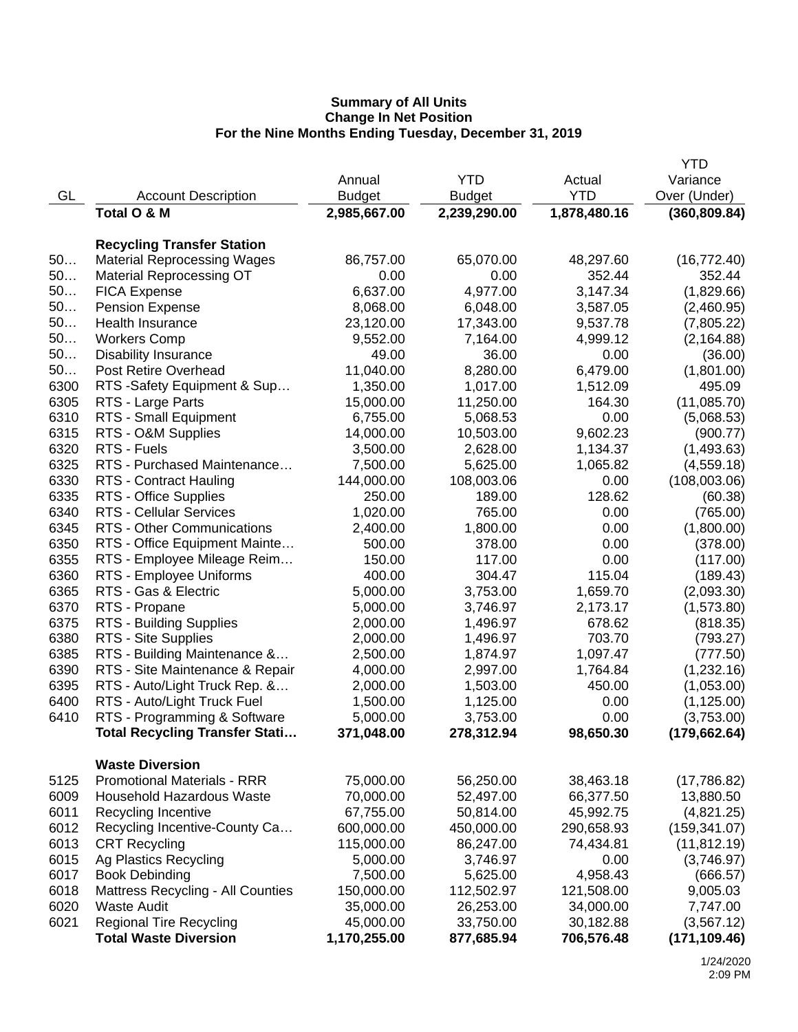# Summary of All Units
## Change In Net Position
### For the Nine Months Ending Tuesday, December 31, 2019

| GL | Account Description | Annual Budget | YTD Budget | Actual YTD | YTD Variance Over (Under) |
|---|---|---|---|---|---|
| | **Total O & M** | **2,985,667.00** | **2,239,290.00** | **1,878,480.16** | **(360,809.84)** |
| | | | | | |
| | **Recycling Transfer Station** | | | | |
| 50… | Material Reprocessing Wages | 86,757.00 | 65,070.00 | 48,297.60 | (16,772.40) |
| 50… | Material Reprocessing OT | 0.00 | 0.00 | 352.44 | 352.44 |
| 50… | FICA Expense | 6,637.00 | 4,977.00 | 3,147.34 | (1,829.66) |
| 50… | Pension Expense | 8,068.00 | 6,048.00 | 3,587.05 | (2,460.95) |
| 50… | Health Insurance | 23,120.00 | 17,343.00 | 9,537.78 | (7,805.22) |
| 50… | Workers Comp | 9,552.00 | 7,164.00 | 4,999.12 | (2,164.88) |
| 50… | Disability Insurance | 49.00 | 36.00 | 0.00 | (36.00) |
| 50… | Post Retire Overhead | 11,040.00 | 8,280.00 | 6,479.00 | (1,801.00) |
| 6300 | RTS -Safety Equipment & Sup… | 1,350.00 | 1,017.00 | 1,512.09 | 495.09 |
| 6305 | RTS - Large Parts | 15,000.00 | 11,250.00 | 164.30 | (11,085.70) |
| 6310 | RTS - Small Equipment | 6,755.00 | 5,068.53 | 0.00 | (5,068.53) |
| 6315 | RTS - O&M Supplies | 14,000.00 | 10,503.00 | 9,602.23 | (900.77) |
| 6320 | RTS - Fuels | 3,500.00 | 2,628.00 | 1,134.37 | (1,493.63) |
| 6325 | RTS - Purchased Maintenance… | 7,500.00 | 5,625.00 | 1,065.82 | (4,559.18) |
| 6330 | RTS - Contract Hauling | 144,000.00 | 108,003.06 | 0.00 | (108,003.06) |
| 6335 | RTS - Office Supplies | 250.00 | 189.00 | 128.62 | (60.38) |
| 6340 | RTS - Cellular Services | 1,020.00 | 765.00 | 0.00 | (765.00) |
| 6345 | RTS - Other Communications | 2,400.00 | 1,800.00 | 0.00 | (1,800.00) |
| 6350 | RTS - Office Equipment Mainte… | 500.00 | 378.00 | 0.00 | (378.00) |
| 6355 | RTS - Employee Mileage Reim… | 150.00 | 117.00 | 0.00 | (117.00) |
| 6360 | RTS - Employee Uniforms | 400.00 | 304.47 | 115.04 | (189.43) |
| 6365 | RTS - Gas & Electric | 5,000.00 | 3,753.00 | 1,659.70 | (2,093.30) |
| 6370 | RTS - Propane | 5,000.00 | 3,746.97 | 2,173.17 | (1,573.80) |
| 6375 | RTS - Building Supplies | 2,000.00 | 1,496.97 | 678.62 | (818.35) |
| 6380 | RTS - Site Supplies | 2,000.00 | 1,496.97 | 703.70 | (793.27) |
| 6385 | RTS - Building Maintenance &… | 2,500.00 | 1,874.97 | 1,097.47 | (777.50) |
| 6390 | RTS - Site Maintenance & Repair | 4,000.00 | 2,997.00 | 1,764.84 | (1,232.16) |
| 6395 | RTS - Auto/Light Truck Rep. &… | 2,000.00 | 1,503.00 | 450.00 | (1,053.00) |
| 6400 | RTS - Auto/Light Truck Fuel | 1,500.00 | 1,125.00 | 0.00 | (1,125.00) |
| 6410 | RTS - Programming & Software | 5,000.00 | 3,753.00 | 0.00 | (3,753.00) |
| | **Total Recycling Transfer Stati…** | **371,048.00** | **278,312.94** | **98,650.30** | **(179,662.64)** |
| | | | | | |
| | **Waste Diversion** | | | | |
| 5125 | Promotional Materials - RRR | 75,000.00 | 56,250.00 | 38,463.18 | (17,786.82) |
| 6009 | Household Hazardous Waste | 70,000.00 | 52,497.00 | 66,377.50 | 13,880.50 |
| 6011 | Recycling Incentive | 67,755.00 | 50,814.00 | 45,992.75 | (4,821.25) |
| 6012 | Recycling Incentive-County Ca… | 600,000.00 | 450,000.00 | 290,658.93 | (159,341.07) |
| 6013 | CRT Recycling | 115,000.00 | 86,247.00 | 74,434.81 | (11,812.19) |
| 6015 | Ag Plastics Recycling | 5,000.00 | 3,746.97 | 0.00 | (3,746.97) |
| 6017 | Book Debinding | 7,500.00 | 5,625.00 | 4,958.43 | (666.57) |
| 6018 | Mattress Recycling - All Counties | 150,000.00 | 112,502.97 | 121,508.00 | 9,005.03 |
| 6020 | Waste Audit | 35,000.00 | 26,253.00 | 34,000.00 | 7,747.00 |
| 6021 | Regional Tire Recycling | 45,000.00 | 33,750.00 | 30,182.88 | (3,567.12) |
| | **Total Waste Diversion** | **1,170,255.00** | **877,685.94** | **706,576.48** | **(171,109.46)** |

1/24/2020
2:09 PM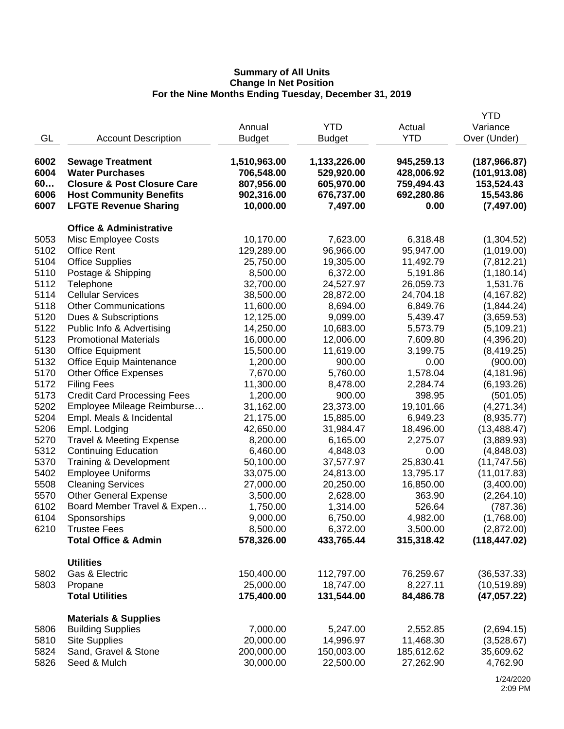**Summary of All Units**
**Change In Net Position**
**For the Nine Months Ending Tuesday, December 31, 2019**

| GL | Account Description | Annual Budget | YTD Budget | Actual YTD | YTD Variance Over (Under) |
|---|---|---|---|---|---|
| **6002** | **Sewage Treatment** | **1,510,963.00** | **1,133,226.00** | **945,259.13** | **(187,966.87)** |
| **6004** | **Water Purchases** | **706,548.00** | **529,920.00** | **428,006.92** | **(101,913.08)** |
| **60…** | **Closure & Post Closure Care** | **807,956.00** | **605,970.00** | **759,494.43** | **153,524.43** |
| **6006** | **Host Community Benefits** | **902,316.00** | **676,737.00** | **692,280.86** | **15,543.86** |
| **6007** | **LFGTE Revenue Sharing** | **10,000.00** | **7,497.00** | **0.00** | **(7,497.00)** |
| | **Office & Administrative** | | | | |
| 5053 | Misc Employee Costs | 10,170.00 | 7,623.00 | 6,318.48 | (1,304.52) |
| 5102 | Office Rent | 129,289.00 | 96,966.00 | 95,947.00 | (1,019.00) |
| 5104 | Office Supplies | 25,750.00 | 19,305.00 | 11,492.79 | (7,812.21) |
| 5110 | Postage & Shipping | 8,500.00 | 6,372.00 | 5,191.86 | (1,180.14) |
| 5112 | Telephone | 32,700.00 | 24,527.97 | 26,059.73 | 1,531.76 |
| 5114 | Cellular Services | 38,500.00 | 28,872.00 | 24,704.18 | (4,167.82) |
| 5118 | Other Communications | 11,600.00 | 8,694.00 | 6,849.76 | (1,844.24) |
| 5120 | Dues & Subscriptions | 12,125.00 | 9,099.00 | 5,439.47 | (3,659.53) |
| 5122 | Public Info & Advertising | 14,250.00 | 10,683.00 | 5,573.79 | (5,109.21) |
| 5123 | Promotional Materials | 16,000.00 | 12,006.00 | 7,609.80 | (4,396.20) |
| 5130 | Office Equipment | 15,500.00 | 11,619.00 | 3,199.75 | (8,419.25) |
| 5132 | Office Equip Maintenance | 1,200.00 | 900.00 | 0.00 | (900.00) |
| 5170 | Other Office Expenses | 7,670.00 | 5,760.00 | 1,578.04 | (4,181.96) |
| 5172 | Filing Fees | 11,300.00 | 8,478.00 | 2,284.74 | (6,193.26) |
| 5173 | Credit Card Processing Fees | 1,200.00 | 900.00 | 398.95 | (501.05) |
| 5202 | Employee Mileage Reimburse… | 31,162.00 | 23,373.00 | 19,101.66 | (4,271.34) |
| 5204 | Empl. Meals & Incidental | 21,175.00 | 15,885.00 | 6,949.23 | (8,935.77) |
| 5206 | Empl. Lodging | 42,650.00 | 31,984.47 | 18,496.00 | (13,488.47) |
| 5270 | Travel & Meeting Expense | 8,200.00 | 6,165.00 | 2,275.07 | (3,889.93) |
| 5312 | Continuing Education | 6,460.00 | 4,848.03 | 0.00 | (4,848.03) |
| 5370 | Training & Development | 50,100.00 | 37,577.97 | 25,830.41 | (11,747.56) |
| 5402 | Employee Uniforms | 33,075.00 | 24,813.00 | 13,795.17 | (11,017.83) |
| 5508 | Cleaning Services | 27,000.00 | 20,250.00 | 16,850.00 | (3,400.00) |
| 5570 | Other General Expense | 3,500.00 | 2,628.00 | 363.90 | (2,264.10) |
| 6102 | Board Member Travel & Expen… | 1,750.00 | 1,314.00 | 526.64 | (787.36) |
| 6104 | Sponsorships | 9,000.00 | 6,750.00 | 4,982.00 | (1,768.00) |
| 6210 | Trustee Fees | 8,500.00 | 6,372.00 | 3,500.00 | (2,872.00) |
| | **Total Office & Admin** | **578,326.00** | **433,765.44** | **315,318.42** | **(118,447.02)** |
| | **Utilities** | | | | |
| 5802 | Gas & Electric | 150,400.00 | 112,797.00 | 76,259.67 | (36,537.33) |
| 5803 | Propane | 25,000.00 | 18,747.00 | 8,227.11 | (10,519.89) |
| | **Total Utilities** | **175,400.00** | **131,544.00** | **84,486.78** | **(47,057.22)** |
| | **Materials & Supplies** | | | | |
| 5806 | Building Supplies | 7,000.00 | 5,247.00 | 2,552.85 | (2,694.15) |
| 5810 | Site Supplies | 20,000.00 | 14,996.97 | 11,468.30 | (3,528.67) |
| 5824 | Sand, Gravel & Stone | 200,000.00 | 150,003.00 | 185,612.62 | 35,609.62 |
| 5826 | Seed & Mulch | 30,000.00 | 22,500.00 | 27,262.90 | 4,762.90 |

1/24/2020
2:09 PM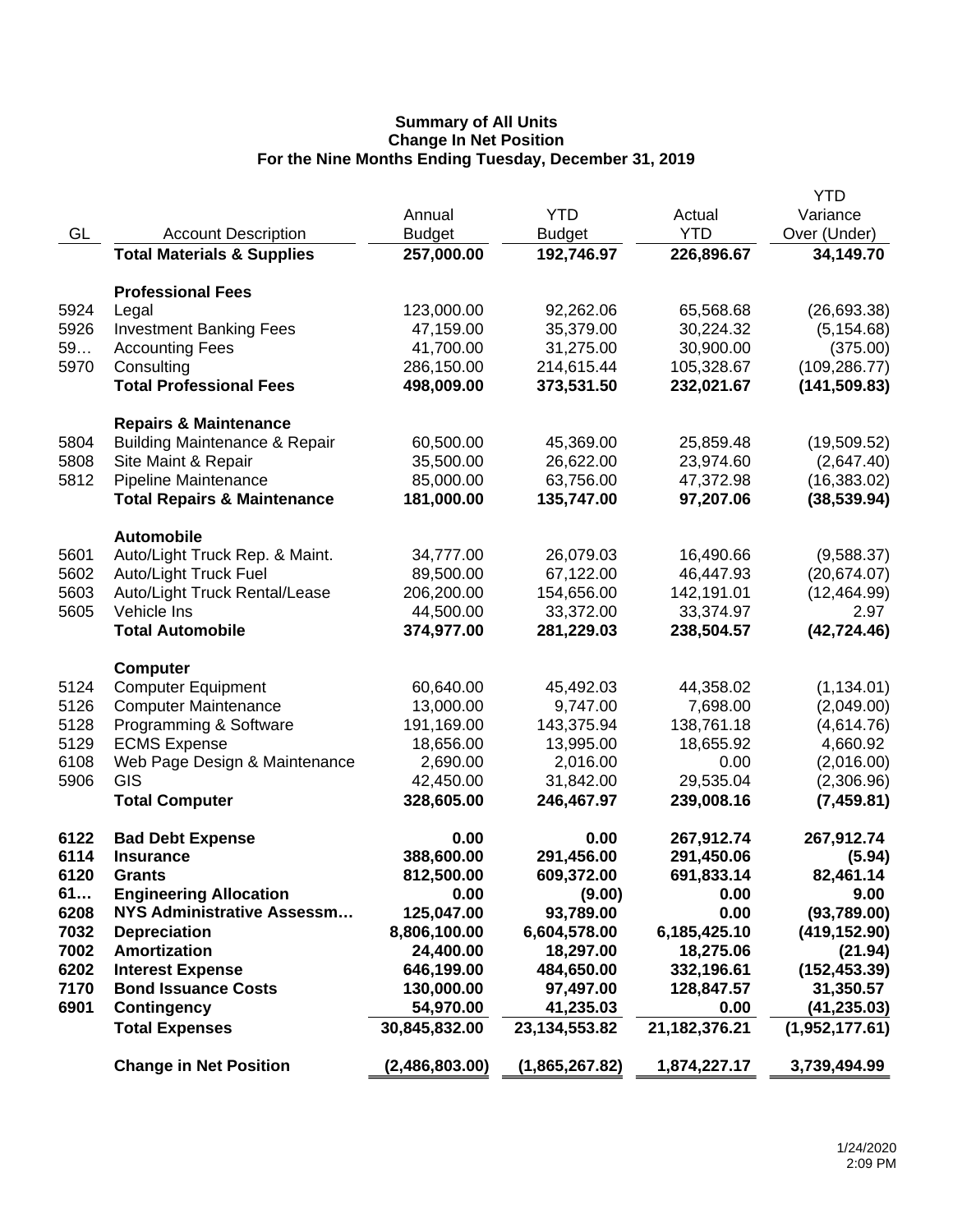**Summary of All Units**
**Change In Net Position**
**For the Nine Months Ending Tuesday, December 31, 2019**

| GL | Account Description | Annual Budget | YTD Budget | Actual YTD | YTD Variance Over (Under) |
|---|---|---|---|---|---|
| | **Total Materials & Supplies** | **257,000.00** | **192,746.97** | **226,896.67** | **34,149.70** |
| | **Professional Fees** | | | | |
| 5924 | Legal | 123,000.00 | 92,262.06 | 65,568.68 | (26,693.38) |
| 5926 | Investment Banking Fees | 47,159.00 | 35,379.00 | 30,224.32 | (5,154.68) |
| 59… | Accounting Fees | 41,700.00 | 31,275.00 | 30,900.00 | (375.00) |
| 5970 | Consulting | 286,150.00 | 214,615.44 | 105,328.67 | (109,286.77) |
| | **Total Professional Fees** | **498,009.00** | **373,531.50** | **232,021.67** | **(141,509.83)** |
| | **Repairs & Maintenance** | | | | |
| 5804 | Building Maintenance & Repair | 60,500.00 | 45,369.00 | 25,859.48 | (19,509.52) |
| 5808 | Site Maint & Repair | 35,500.00 | 26,622.00 | 23,974.60 | (2,647.40) |
| 5812 | Pipeline Maintenance | 85,000.00 | 63,756.00 | 47,372.98 | (16,383.02) |
| | **Total Repairs & Maintenance** | **181,000.00** | **135,747.00** | **97,207.06** | **(38,539.94)** |
| | **Automobile** | | | | |
| 5601 | Auto/Light Truck Rep. & Maint. | 34,777.00 | 26,079.03 | 16,490.66 | (9,588.37) |
| 5602 | Auto/Light Truck Fuel | 89,500.00 | 67,122.00 | 46,447.93 | (20,674.07) |
| 5603 | Auto/Light Truck Rental/Lease | 206,200.00 | 154,656.00 | 142,191.01 | (12,464.99) |
| 5605 | Vehicle Ins | 44,500.00 | 33,372.00 | 33,374.97 | 2.97 |
| | **Total Automobile** | **374,977.00** | **281,229.03** | **238,504.57** | **(42,724.46)** |
| | **Computer** | | | | |
| 5124 | Computer Equipment | 60,640.00 | 45,492.03 | 44,358.02 | (1,134.01) |
| 5126 | Computer Maintenance | 13,000.00 | 9,747.00 | 7,698.00 | (2,049.00) |
| 5128 | Programming & Software | 191,169.00 | 143,375.94 | 138,761.18 | (4,614.76) |
| 5129 | ECMS Expense | 18,656.00 | 13,995.00 | 18,655.92 | 4,660.92 |
| 6108 | Web Page Design & Maintenance | 2,690.00 | 2,016.00 | 0.00 | (2,016.00) |
| 5906 | GIS | 42,450.00 | 31,842.00 | 29,535.04 | (2,306.96) |
| | **Total Computer** | **328,605.00** | **246,467.97** | **239,008.16** | **(7,459.81)** |
| **6122** | **Bad Debt Expense** | **0.00** | **0.00** | **267,912.74** | **267,912.74** |
| **6114** | **Insurance** | **388,600.00** | **291,456.00** | **291,450.06** | **(5.94)** |
| **6120** | **Grants** | **812,500.00** | **609,372.00** | **691,833.14** | **82,461.14** |
| **61…** | **Engineering Allocation** | **0.00** | **(9.00)** | **0.00** | **9.00** |
| **6208** | **NYS Administrative Assessm…** | **125,047.00** | **93,789.00** | **0.00** | **(93,789.00)** |
| **7032** | **Depreciation** | **8,806,100.00** | **6,604,578.00** | **6,185,425.10** | **(419,152.90)** |
| **7002** | **Amortization** | **24,400.00** | **18,297.00** | **18,275.06** | **(21.94)** |
| **6202** | **Interest Expense** | **646,199.00** | **484,650.00** | **332,196.61** | **(152,453.39)** |
| **7170** | **Bond Issuance Costs** | **130,000.00** | **97,497.00** | **128,847.57** | **31,350.57** |
| **6901** | **Contingency** | **54,970.00** | **41,235.03** | **0.00** | **(41,235.03)** |
| | **Total Expenses** | **30,845,832.00** | **23,134,553.82** | **21,182,376.21** | **(1,952,177.61)** |
| | **Change in Net Position** | **(2,486,803.00)** | **(1,865,267.82)** | **1,874,227.17** | **3,739,494.99** |

1/24/2020
2:09 PM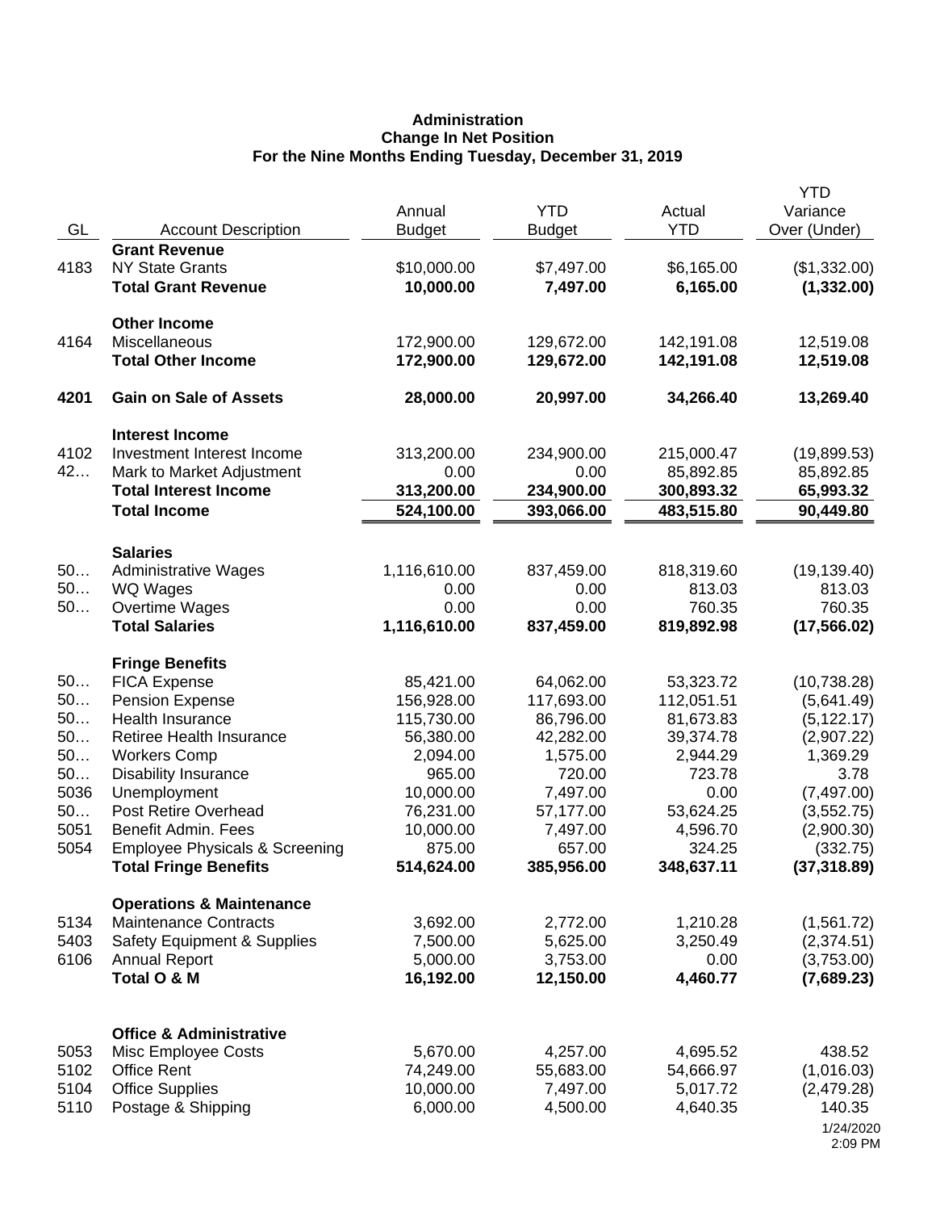**Administration**
**Change In Net Position**
**For the Nine Months Ending Tuesday, December 31, 2019**

| GL | Account Description | Annual Budget | YTD Budget | Actual YTD | YTD Variance Over (Under) |
|---|---|---|---|---|---|
| | **Grant Revenue** | | | | |
| 4183 | NY State Grants | $10,000.00 | $7,497.00 | $6,165.00 | ($1,332.00) |
| | **Total Grant Revenue** | **10,000.00** | **7,497.00** | **6,165.00** | **(1,332.00)** |
| | **Other Income** | | | | |
| 4164 | Miscellaneous | 172,900.00 | 129,672.00 | 142,191.08 | 12,519.08 |
| | **Total Other Income** | **172,900.00** | **129,672.00** | **142,191.08** | **12,519.08** |
| **4201** | **Gain on Sale of Assets** | **28,000.00** | **20,997.00** | **34,266.40** | **13,269.40** |
| | **Interest Income** | | | | |
| 4102 | Investment Interest Income | 313,200.00 | 234,900.00 | 215,000.47 | (19,899.53) |
| 42… | Mark to Market Adjustment | 0.00 | 0.00 | 85,892.85 | 85,892.85 |
| | **Total Interest Income** | **313,200.00** | **234,900.00** | **300,893.32** | **65,993.32** |
| | **Total Income** | **524,100.00** | **393,066.00** | **483,515.80** | **90,449.80** |
| | **Salaries** | | | | |
| 50… | Administrative Wages | 1,116,610.00 | 837,459.00 | 818,319.60 | (19,139.40) |
| 50… | WQ Wages | 0.00 | 0.00 | 813.03 | 813.03 |
| 50… | Overtime Wages | 0.00 | 0.00 | 760.35 | 760.35 |
| | **Total Salaries** | **1,116,610.00** | **837,459.00** | **819,892.98** | **(17,566.02)** |
| | **Fringe Benefits** | | | | |
| 50… | FICA Expense | 85,421.00 | 64,062.00 | 53,323.72 | (10,738.28) |
| 50… | Pension Expense | 156,928.00 | 117,693.00 | 112,051.51 | (5,641.49) |
| 50… | Health Insurance | 115,730.00 | 86,796.00 | 81,673.83 | (5,122.17) |
| 50… | Retiree Health Insurance | 56,380.00 | 42,282.00 | 39,374.78 | (2,907.22) |
| 50… | Workers Comp | 2,094.00 | 1,575.00 | 2,944.29 | 1,369.29 |
| 50… | Disability Insurance | 965.00 | 720.00 | 723.78 | 3.78 |
| 5036 | Unemployment | 10,000.00 | 7,497.00 | 0.00 | (7,497.00) |
| 50… | Post Retire Overhead | 76,231.00 | 57,177.00 | 53,624.25 | (3,552.75) |
| 5051 | Benefit Admin. Fees | 10,000.00 | 7,497.00 | 4,596.70 | (2,900.30) |
| 5054 | Employee Physicals & Screening | 875.00 | 657.00 | 324.25 | (332.75) |
| | **Total Fringe Benefits** | **514,624.00** | **385,956.00** | **348,637.11** | **(37,318.89)** |
| | **Operations & Maintenance** | | | | |
| 5134 | Maintenance Contracts | 3,692.00 | 2,772.00 | 1,210.28 | (1,561.72) |
| 5403 | Safety Equipment & Supplies | 7,500.00 | 5,625.00 | 3,250.49 | (2,374.51) |
| 6106 | Annual Report | 5,000.00 | 3,753.00 | 0.00 | (3,753.00) |
| | **Total O & M** | **16,192.00** | **12,150.00** | **4,460.77** | **(7,689.23)** |
| | **Office & Administrative** | | | | |
| 5053 | Misc Employee Costs | 5,670.00 | 4,257.00 | 4,695.52 | 438.52 |
| 5102 | Office Rent | 74,249.00 | 55,683.00 | 54,666.97 | (1,016.03) |
| 5104 | Office Supplies | 10,000.00 | 7,497.00 | 5,017.72 | (2,479.28) |
| 5110 | Postage & Shipping | 6,000.00 | 4,500.00 | 4,640.35 | 140.35 |

1/24/2020
2:09 PM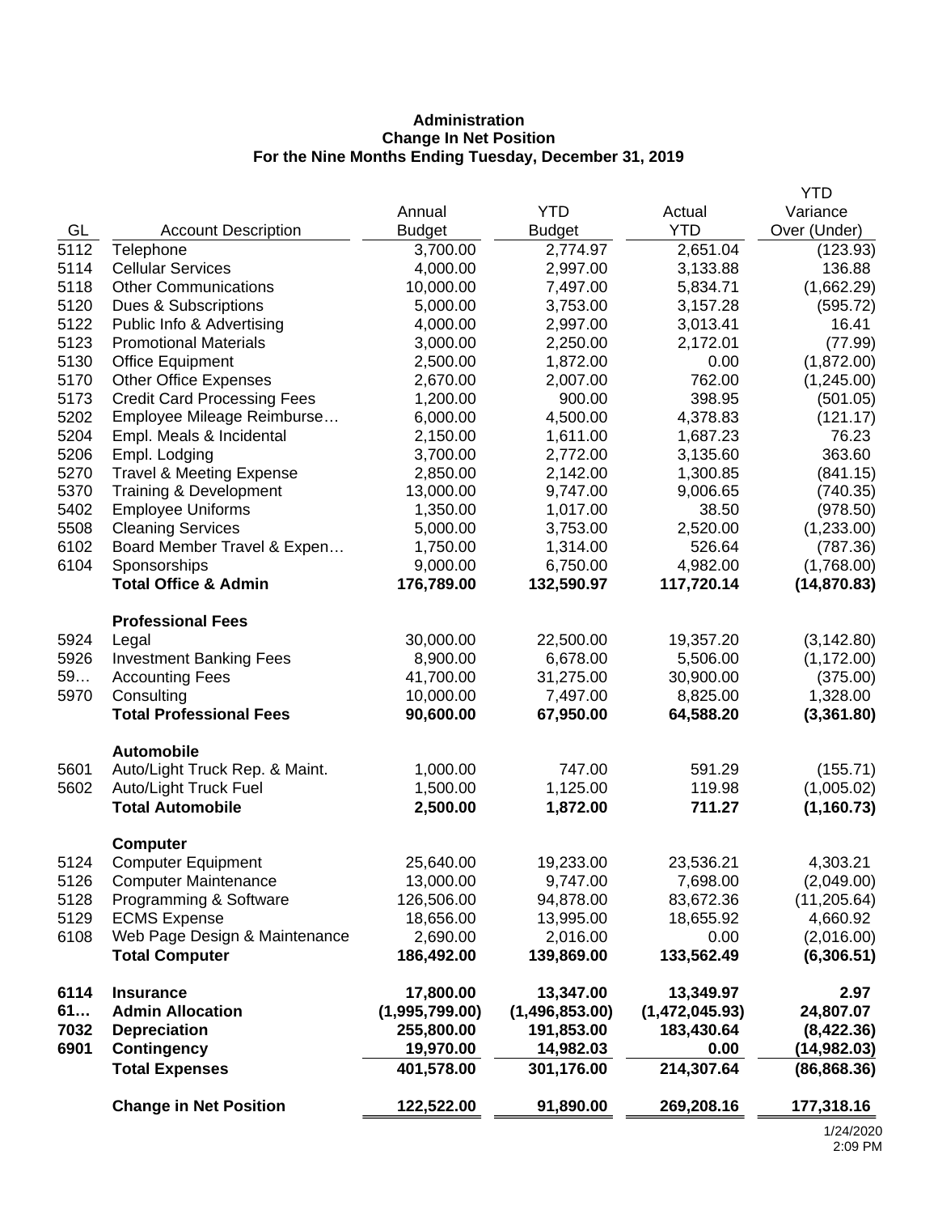**Administration**
**Change In Net Position**
**For the Nine Months Ending Tuesday, December 31, 2019**

| GL | Account Description | Annual Budget | YTD Budget | Actual YTD | YTD Variance Over (Under) |
|---|---|---|---|---|---|
| 5112 | Telephone | 3,700.00 | 2,774.97 | 2,651.04 | (123.93) |
| 5114 | Cellular Services | 4,000.00 | 2,997.00 | 3,133.88 | 136.88 |
| 5118 | Other Communications | 10,000.00 | 7,497.00 | 5,834.71 | (1,662.29) |
| 5120 | Dues & Subscriptions | 5,000.00 | 3,753.00 | 3,157.28 | (595.72) |
| 5122 | Public Info & Advertising | 4,000.00 | 2,997.00 | 3,013.41 | 16.41 |
| 5123 | Promotional Materials | 3,000.00 | 2,250.00 | 2,172.01 | (77.99) |
| 5130 | Office Equipment | 2,500.00 | 1,872.00 | 0.00 | (1,872.00) |
| 5170 | Other Office Expenses | 2,670.00 | 2,007.00 | 762.00 | (1,245.00) |
| 5173 | Credit Card Processing Fees | 1,200.00 | 900.00 | 398.95 | (501.05) |
| 5202 | Employee Mileage Reimburse… | 6,000.00 | 4,500.00 | 4,378.83 | (121.17) |
| 5204 | Empl. Meals & Incidental | 2,150.00 | 1,611.00 | 1,687.23 | 76.23 |
| 5206 | Empl. Lodging | 3,700.00 | 2,772.00 | 3,135.60 | 363.60 |
| 5270 | Travel & Meeting Expense | 2,850.00 | 2,142.00 | 1,300.85 | (841.15) |
| 5370 | Training & Development | 13,000.00 | 9,747.00 | 9,006.65 | (740.35) |
| 5402 | Employee Uniforms | 1,350.00 | 1,017.00 | 38.50 | (978.50) |
| 5508 | Cleaning Services | 5,000.00 | 3,753.00 | 2,520.00 | (1,233.00) |
| 6102 | Board Member Travel & Expen… | 1,750.00 | 1,314.00 | 526.64 | (787.36) |
| 6104 | Sponsorships | 9,000.00 | 6,750.00 | 4,982.00 | (1,768.00) |
| | **Total Office & Admin** | **176,789.00** | **132,590.97** | **117,720.14** | **(14,870.83)** |
| | **Professional Fees** | | | | |
| 5924 | Legal | 30,000.00 | 22,500.00 | 19,357.20 | (3,142.80) |
| 5926 | Investment Banking Fees | 8,900.00 | 6,678.00 | 5,506.00 | (1,172.00) |
| 59… | Accounting Fees | 41,700.00 | 31,275.00 | 30,900.00 | (375.00) |
| 5970 | Consulting | 10,000.00 | 7,497.00 | 8,825.00 | 1,328.00 |
| | **Total Professional Fees** | **90,600.00** | **67,950.00** | **64,588.20** | **(3,361.80)** |
| | **Automobile** | | | | |
| 5601 | Auto/Light Truck Rep. & Maint. | 1,000.00 | 747.00 | 591.29 | (155.71) |
| 5602 | Auto/Light Truck Fuel | 1,500.00 | 1,125.00 | 119.98 | (1,005.02) |
| | **Total Automobile** | **2,500.00** | **1,872.00** | **711.27** | **(1,160.73)** |
| | **Computer** | | | | |
| 5124 | Computer Equipment | 25,640.00 | 19,233.00 | 23,536.21 | 4,303.21 |
| 5126 | Computer Maintenance | 13,000.00 | 9,747.00 | 7,698.00 | (2,049.00) |
| 5128 | Programming & Software | 126,506.00 | 94,878.00 | 83,672.36 | (11,205.64) |
| 5129 | ECMS Expense | 18,656.00 | 13,995.00 | 18,655.92 | 4,660.92 |
| 6108 | Web Page Design & Maintenance | 2,690.00 | 2,016.00 | 0.00 | (2,016.00) |
| | **Total Computer** | **186,492.00** | **139,869.00** | **133,562.49** | **(6,306.51)** |
| **6114** | **Insurance** | **17,800.00** | **13,347.00** | **13,349.97** | **2.97** |
| **61…** | **Admin Allocation** | **(1,995,799.00)** | **(1,496,853.00)** | **(1,472,045.93)** | **24,807.07** |
| **7032** | **Depreciation** | **255,800.00** | **191,853.00** | **183,430.64** | **(8,422.36)** |
| **6901** | **Contingency** | **19,970.00** | **14,982.03** | **0.00** | **(14,982.03)** |
| | **Total Expenses** | **401,578.00** | **301,176.00** | **214,307.64** | **(86,868.36)** |
| | **Change in Net Position** | **122,522.00** | **91,890.00** | **269,208.16** | **177,318.16** |

1/24/2020
2:09 PM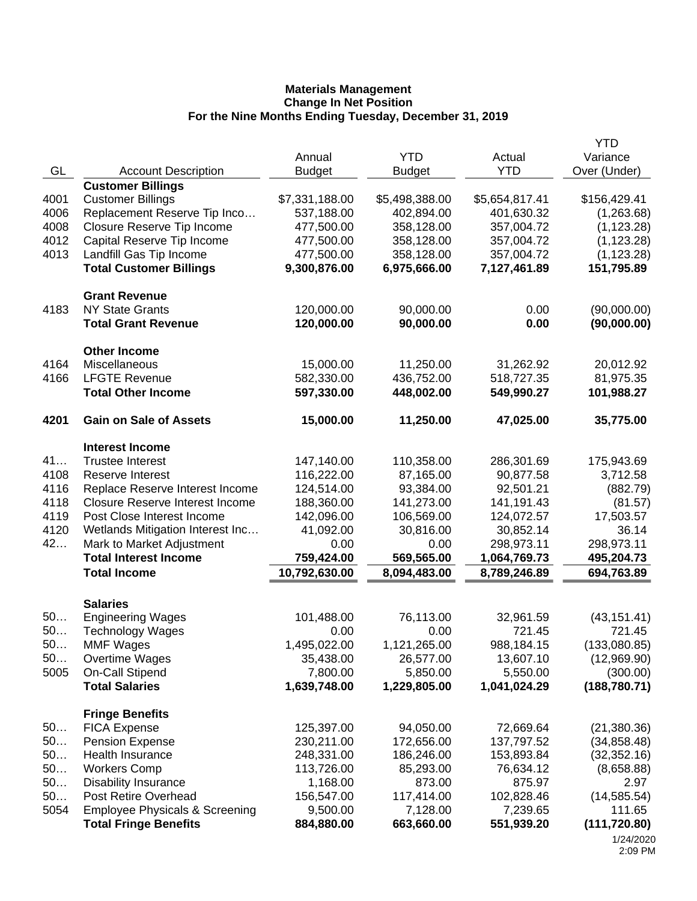**Materials Management**
**Change In Net Position**
**For the Nine Months Ending Tuesday, December 31, 2019**

| GL | Account Description | Annual Budget | YTD Budget | Actual YTD | YTD Variance Over (Under) |
|---|---|---|---|---|---|
| | **Customer Billings** | | | | |
| 4001 | Customer Billings | $7,331,188.00 | $5,498,388.00 | $5,654,817.41 | $156,429.41 |
| 4006 | Replacement Reserve Tip Inco… | 537,188.00 | 402,894.00 | 401,630.32 | (1,263.68) |
| 4008 | Closure Reserve Tip Income | 477,500.00 | 358,128.00 | 357,004.72 | (1,123.28) |
| 4012 | Capital Reserve Tip Income | 477,500.00 | 358,128.00 | 357,004.72 | (1,123.28) |
| 4013 | Landfill Gas Tip Income | 477,500.00 | 358,128.00 | 357,004.72 | (1,123.28) |
| | **Total Customer Billings** | **9,300,876.00** | **6,975,666.00** | **7,127,461.89** | **151,795.89** |
| | **Grant Revenue** | | | | |
| 4183 | NY State Grants | 120,000.00 | 90,000.00 | 0.00 | (90,000.00) |
| | **Total Grant Revenue** | **120,000.00** | **90,000.00** | **0.00** | **(90,000.00)** |
| | **Other Income** | | | | |
| 4164 | Miscellaneous | 15,000.00 | 11,250.00 | 31,262.92 | 20,012.92 |
| 4166 | LFGTE Revenue | 582,330.00 | 436,752.00 | 518,727.35 | 81,975.35 |
| | **Total Other Income** | **597,330.00** | **448,002.00** | **549,990.27** | **101,988.27** |
| **4201** | **Gain on Sale of Assets** | **15,000.00** | **11,250.00** | **47,025.00** | **35,775.00** |
| | **Interest Income** | | | | |
| 41… | Trustee Interest | 147,140.00 | 110,358.00 | 286,301.69 | 175,943.69 |
| 4108 | Reserve Interest | 116,222.00 | 87,165.00 | 90,877.58 | 3,712.58 |
| 4116 | Replace Reserve Interest Income | 124,514.00 | 93,384.00 | 92,501.21 | (882.79) |
| 4118 | Closure Reserve Interest Income | 188,360.00 | 141,273.00 | 141,191.43 | (81.57) |
| 4119 | Post Close Interest Income | 142,096.00 | 106,569.00 | 124,072.57 | 17,503.57 |
| 4120 | Wetlands Mitigation Interest Inc… | 41,092.00 | 30,816.00 | 30,852.14 | 36.14 |
| 42… | Mark to Market Adjustment | 0.00 | 0.00 | 298,973.11 | 298,973.11 |
| | **Total Interest Income** | **759,424.00** | **569,565.00** | **1,064,769.73** | **495,204.73** |
| | **Total Income** | **10,792,630.00** | **8,094,483.00** | **8,789,246.89** | **694,763.89** |
| | **Salaries** | | | | |
| 50… | Engineering Wages | 101,488.00 | 76,113.00 | 32,961.59 | (43,151.41) |
| 50… | Technology Wages | 0.00 | 0.00 | 721.45 | 721.45 |
| 50… | MMF Wages | 1,495,022.00 | 1,121,265.00 | 988,184.15 | (133,080.85) |
| 50… | Overtime Wages | 35,438.00 | 26,577.00 | 13,607.10 | (12,969.90) |
| 5005 | On-Call Stipend | 7,800.00 | 5,850.00 | 5,550.00 | (300.00) |
| | **Total Salaries** | **1,639,748.00** | **1,229,805.00** | **1,041,024.29** | **(188,780.71)** |
| | **Fringe Benefits** | | | | |
| 50… | FICA Expense | 125,397.00 | 94,050.00 | 72,669.64 | (21,380.36) |
| 50… | Pension Expense | 230,211.00 | 172,656.00 | 137,797.52 | (34,858.48) |
| 50… | Health Insurance | 248,331.00 | 186,246.00 | 153,893.84 | (32,352.16) |
| 50… | Workers Comp | 113,726.00 | 85,293.00 | 76,634.12 | (8,658.88) |
| 50… | Disability Insurance | 1,168.00 | 873.00 | 875.97 | 2.97 |
| 50… | Post Retire Overhead | 156,547.00 | 117,414.00 | 102,828.46 | (14,585.54) |
| 5054 | Employee Physicals & Screening | 9,500.00 | 7,128.00 | 7,239.65 | 111.65 |
| | **Total Fringe Benefits** | **884,880.00** | **663,660.00** | **551,939.20** | **(111,720.80)** |

1/24/2020
2:09 PM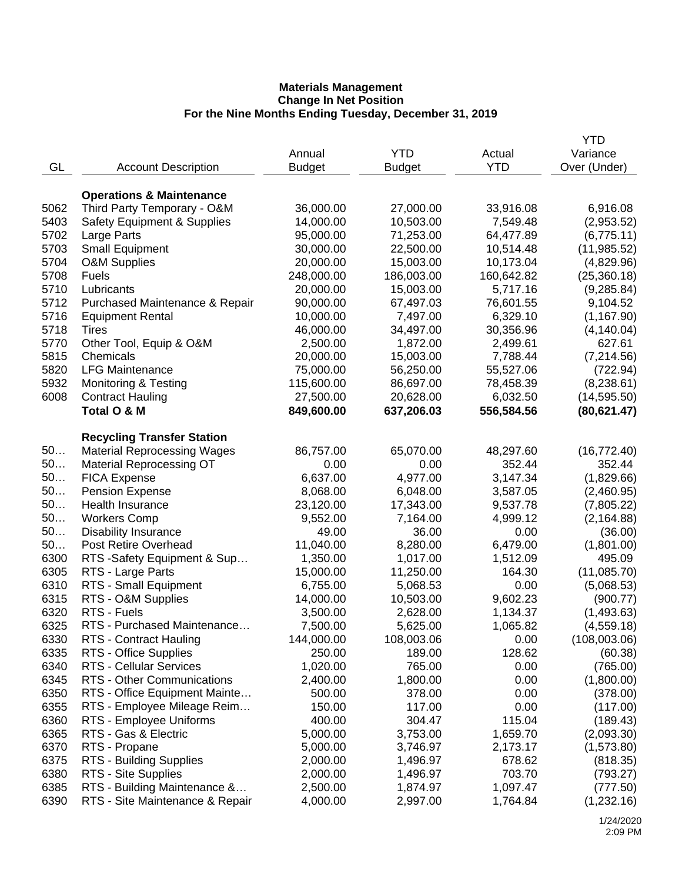**Materials Management**
**Change In Net Position**
**For the Nine Months Ending Tuesday, December 31, 2019**

| GL | Account Description | Annual Budget | YTD Budget | Actual YTD | YTD Variance Over (Under) |
|---|---|---|---|---|---|
| | **Operations & Maintenance** | | | | |
| 5062 | Third Party Temporary - O&M | 36,000.00 | 27,000.00 | 33,916.08 | 6,916.08 |
| 5403 | Safety Equipment & Supplies | 14,000.00 | 10,503.00 | 7,549.48 | (2,953.52) |
| 5702 | Large Parts | 95,000.00 | 71,253.00 | 64,477.89 | (6,775.11) |
| 5703 | Small Equipment | 30,000.00 | 22,500.00 | 10,514.48 | (11,985.52) |
| 5704 | O&M Supplies | 20,000.00 | 15,003.00 | 10,173.04 | (4,829.96) |
| 5708 | Fuels | 248,000.00 | 186,003.00 | 160,642.82 | (25,360.18) |
| 5710 | Lubricants | 20,000.00 | 15,003.00 | 5,717.16 | (9,285.84) |
| 5712 | Purchased Maintenance & Repair | 90,000.00 | 67,497.03 | 76,601.55 | 9,104.52 |
| 5716 | Equipment Rental | 10,000.00 | 7,497.00 | 6,329.10 | (1,167.90) |
| 5718 | Tires | 46,000.00 | 34,497.00 | 30,356.96 | (4,140.04) |
| 5770 | Other Tool, Equip & O&M | 2,500.00 | 1,872.00 | 2,499.61 | 627.61 |
| 5815 | Chemicals | 20,000.00 | 15,003.00 | 7,788.44 | (7,214.56) |
| 5820 | LFG Maintenance | 75,000.00 | 56,250.00 | 55,527.06 | (722.94) |
| 5932 | Monitoring & Testing | 115,600.00 | 86,697.00 | 78,458.39 | (8,238.61) |
| 6008 | Contract Hauling | 27,500.00 | 20,628.00 | 6,032.50 | (14,595.50) |
| | **Total O & M** | **849,600.00** | **637,206.03** | **556,584.56** | **(80,621.47)** |
| | **Recycling Transfer Station** | | | | |
| 50… | Material Reprocessing Wages | 86,757.00 | 65,070.00 | 48,297.60 | (16,772.40) |
| 50… | Material Reprocessing OT | 0.00 | 0.00 | 352.44 | 352.44 |
| 50… | FICA Expense | 6,637.00 | 4,977.00 | 3,147.34 | (1,829.66) |
| 50… | Pension Expense | 8,068.00 | 6,048.00 | 3,587.05 | (2,460.95) |
| 50… | Health Insurance | 23,120.00 | 17,343.00 | 9,537.78 | (7,805.22) |
| 50… | Workers Comp | 9,552.00 | 7,164.00 | 4,999.12 | (2,164.88) |
| 50… | Disability Insurance | 49.00 | 36.00 | 0.00 | (36.00) |
| 50… | Post Retire Overhead | 11,040.00 | 8,280.00 | 6,479.00 | (1,801.00) |
| 6300 | RTS -Safety Equipment & Sup… | 1,350.00 | 1,017.00 | 1,512.09 | 495.09 |
| 6305 | RTS - Large Parts | 15,000.00 | 11,250.00 | 164.30 | (11,085.70) |
| 6310 | RTS - Small Equipment | 6,755.00 | 5,068.53 | 0.00 | (5,068.53) |
| 6315 | RTS - O&M Supplies | 14,000.00 | 10,503.00 | 9,602.23 | (900.77) |
| 6320 | RTS - Fuels | 3,500.00 | 2,628.00 | 1,134.37 | (1,493.63) |
| 6325 | RTS - Purchased Maintenance… | 7,500.00 | 5,625.00 | 1,065.82 | (4,559.18) |
| 6330 | RTS - Contract Hauling | 144,000.00 | 108,003.06 | 0.00 | (108,003.06) |
| 6335 | RTS - Office Supplies | 250.00 | 189.00 | 128.62 | (60.38) |
| 6340 | RTS - Cellular Services | 1,020.00 | 765.00 | 0.00 | (765.00) |
| 6345 | RTS - Other Communications | 2,400.00 | 1,800.00 | 0.00 | (1,800.00) |
| 6350 | RTS - Office Equipment Mainte… | 500.00 | 378.00 | 0.00 | (378.00) |
| 6355 | RTS - Employee Mileage Reim… | 150.00 | 117.00 | 0.00 | (117.00) |
| 6360 | RTS - Employee Uniforms | 400.00 | 304.47 | 115.04 | (189.43) |
| 6365 | RTS - Gas & Electric | 5,000.00 | 3,753.00 | 1,659.70 | (2,093.30) |
| 6370 | RTS - Propane | 5,000.00 | 3,746.97 | 2,173.17 | (1,573.80) |
| 6375 | RTS - Building Supplies | 2,000.00 | 1,496.97 | 678.62 | (818.35) |
| 6380 | RTS - Site Supplies | 2,000.00 | 1,496.97 | 703.70 | (793.27) |
| 6385 | RTS - Building Maintenance &… | 2,500.00 | 1,874.97 | 1,097.47 | (777.50) |
| 6390 | RTS - Site Maintenance & Repair | 4,000.00 | 2,997.00 | 1,764.84 | (1,232.16) |

1/24/2020
2:09 PM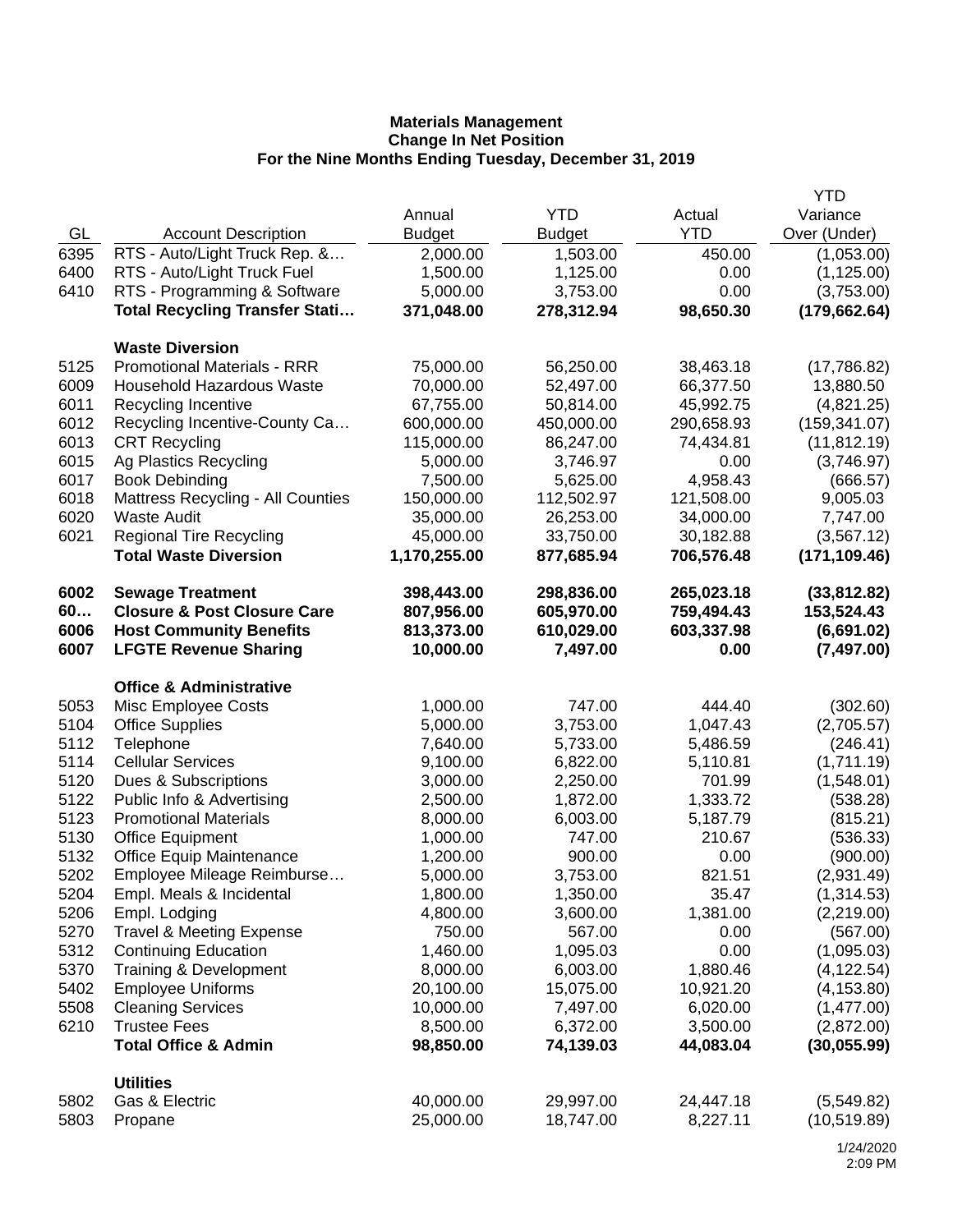**Materials Management**
**Change In Net Position**
**For the Nine Months Ending Tuesday, December 31, 2019**

| GL | Account Description | Annual Budget | YTD Budget | Actual YTD | YTD Variance Over (Under) |
|---|---|---|---|---|---|
| 6395 | RTS - Auto/Light Truck Rep. &… | 2,000.00 | 1,503.00 | 450.00 | (1,053.00) |
| 6400 | RTS - Auto/Light Truck Fuel | 1,500.00 | 1,125.00 | 0.00 | (1,125.00) |
| 6410 | RTS - Programming & Software | 5,000.00 | 3,753.00 | 0.00 | (3,753.00) |
| | **Total Recycling Transfer Stati…** | **371,048.00** | **278,312.94** | **98,650.30** | **(179,662.64)** |
| | **Waste Diversion** | | | | |
| 5125 | Promotional Materials - RRR | 75,000.00 | 56,250.00 | 38,463.18 | (17,786.82) |
| 6009 | Household Hazardous Waste | 70,000.00 | 52,497.00 | 66,377.50 | 13,880.50 |
| 6011 | Recycling Incentive | 67,755.00 | 50,814.00 | 45,992.75 | (4,821.25) |
| 6012 | Recycling Incentive-County Ca… | 600,000.00 | 450,000.00 | 290,658.93 | (159,341.07) |
| 6013 | CRT Recycling | 115,000.00 | 86,247.00 | 74,434.81 | (11,812.19) |
| 6015 | Ag Plastics Recycling | 5,000.00 | 3,746.97 | 0.00 | (3,746.97) |
| 6017 | Book Debinding | 7,500.00 | 5,625.00 | 4,958.43 | (666.57) |
| 6018 | Mattress Recycling - All Counties | 150,000.00 | 112,502.97 | 121,508.00 | 9,005.03 |
| 6020 | Waste Audit | 35,000.00 | 26,253.00 | 34,000.00 | 7,747.00 |
| 6021 | Regional Tire Recycling | 45,000.00 | 33,750.00 | 30,182.88 | (3,567.12) |
| | **Total Waste Diversion** | **1,170,255.00** | **877,685.94** | **706,576.48** | **(171,109.46)** |
| **6002** | **Sewage Treatment** | **398,443.00** | **298,836.00** | **265,023.18** | **(33,812.82)** |
| **60…** | **Closure & Post Closure Care** | **807,956.00** | **605,970.00** | **759,494.43** | **153,524.43** |
| **6006** | **Host Community Benefits** | **813,373.00** | **610,029.00** | **603,337.98** | **(6,691.02)** |
| **6007** | **LFGTE Revenue Sharing** | **10,000.00** | **7,497.00** | **0.00** | **(7,497.00)** |
| | **Office & Administrative** | | | | |
| 5053 | Misc Employee Costs | 1,000.00 | 747.00 | 444.40 | (302.60) |
| 5104 | Office Supplies | 5,000.00 | 3,753.00 | 1,047.43 | (2,705.57) |
| 5112 | Telephone | 7,640.00 | 5,733.00 | 5,486.59 | (246.41) |
| 5114 | Cellular Services | 9,100.00 | 6,822.00 | 5,110.81 | (1,711.19) |
| 5120 | Dues & Subscriptions | 3,000.00 | 2,250.00 | 701.99 | (1,548.01) |
| 5122 | Public Info & Advertising | 2,500.00 | 1,872.00 | 1,333.72 | (538.28) |
| 5123 | Promotional Materials | 8,000.00 | 6,003.00 | 5,187.79 | (815.21) |
| 5130 | Office Equipment | 1,000.00 | 747.00 | 210.67 | (536.33) |
| 5132 | Office Equip Maintenance | 1,200.00 | 900.00 | 0.00 | (900.00) |
| 5202 | Employee Mileage Reimburse… | 5,000.00 | 3,753.00 | 821.51 | (2,931.49) |
| 5204 | Empl. Meals & Incidental | 1,800.00 | 1,350.00 | 35.47 | (1,314.53) |
| 5206 | Empl. Lodging | 4,800.00 | 3,600.00 | 1,381.00 | (2,219.00) |
| 5270 | Travel & Meeting Expense | 750.00 | 567.00 | 0.00 | (567.00) |
| 5312 | Continuing Education | 1,460.00 | 1,095.03 | 0.00 | (1,095.03) |
| 5370 | Training & Development | 8,000.00 | 6,003.00 | 1,880.46 | (4,122.54) |
| 5402 | Employee Uniforms | 20,100.00 | 15,075.00 | 10,921.20 | (4,153.80) |
| 5508 | Cleaning Services | 10,000.00 | 7,497.00 | 6,020.00 | (1,477.00) |
| 6210 | Trustee Fees | 8,500.00 | 6,372.00 | 3,500.00 | (2,872.00) |
| | **Total Office & Admin** | **98,850.00** | **74,139.03** | **44,083.04** | **(30,055.99)** |
| | **Utilities** | | | | |
| 5802 | Gas & Electric | 40,000.00 | 29,997.00 | 24,447.18 | (5,549.82) |
| 5803 | Propane | 25,000.00 | 18,747.00 | 8,227.11 | (10,519.89) |

1/24/2020
2:09 PM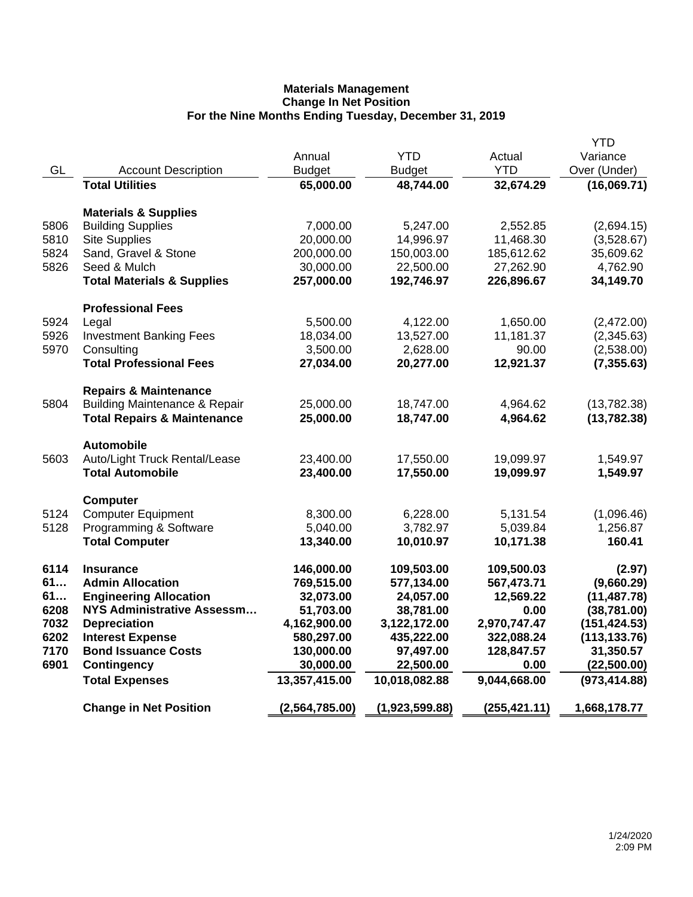**Materials Management**
**Change In Net Position**
**For the Nine Months Ending Tuesday, December 31, 2019**

| GL | Account Description | Annual Budget | YTD Budget | Actual YTD | YTD Variance Over (Under) |
|---|---|---|---|---|---|
| | **Total Utilities** | **65,000.00** | **48,744.00** | **32,674.29** | **(16,069.71)** |
| | **Materials & Supplies** | | | | |
| 5806 | Building Supplies | 7,000.00 | 5,247.00 | 2,552.85 | (2,694.15) |
| 5810 | Site Supplies | 20,000.00 | 14,996.97 | 11,468.30 | (3,528.67) |
| 5824 | Sand, Gravel & Stone | 200,000.00 | 150,003.00 | 185,612.62 | 35,609.62 |
| 5826 | Seed & Mulch | 30,000.00 | 22,500.00 | 27,262.90 | 4,762.90 |
| | **Total Materials & Supplies** | **257,000.00** | **192,746.97** | **226,896.67** | **34,149.70** |
| | **Professional Fees** | | | | |
| 5924 | Legal | 5,500.00 | 4,122.00 | 1,650.00 | (2,472.00) |
| 5926 | Investment Banking Fees | 18,034.00 | 13,527.00 | 11,181.37 | (2,345.63) |
| 5970 | Consulting | 3,500.00 | 2,628.00 | 90.00 | (2,538.00) |
| | **Total Professional Fees** | **27,034.00** | **20,277.00** | **12,921.37** | **(7,355.63)** |
| | **Repairs & Maintenance** | | | | |
| 5804 | Building Maintenance & Repair | 25,000.00 | 18,747.00 | 4,964.62 | (13,782.38) |
| | **Total Repairs & Maintenance** | **25,000.00** | **18,747.00** | **4,964.62** | **(13,782.38)** |
| | **Automobile** | | | | |
| 5603 | Auto/Light Truck Rental/Lease | 23,400.00 | 17,550.00 | 19,099.97 | 1,549.97 |
| | **Total Automobile** | **23,400.00** | **17,550.00** | **19,099.97** | **1,549.97** |
| | **Computer** | | | | |
| 5124 | Computer Equipment | 8,300.00 | 6,228.00 | 5,131.54 | (1,096.46) |
| 5128 | Programming & Software | 5,040.00 | 3,782.97 | 5,039.84 | 1,256.87 |
| | **Total Computer** | **13,340.00** | **10,010.97** | **10,171.38** | **160.41** |
| **6114** | **Insurance** | **146,000.00** | **109,503.00** | **109,500.03** | **(2.97)** |
| **61…** | **Admin Allocation** | **769,515.00** | **577,134.00** | **567,473.71** | **(9,660.29)** |
| **61…** | **Engineering Allocation** | **32,073.00** | **24,057.00** | **12,569.22** | **(11,487.78)** |
| **6208** | **NYS Administrative Assessm…** | **51,703.00** | **38,781.00** | **0.00** | **(38,781.00)** |
| **7032** | **Depreciation** | **4,162,900.00** | **3,122,172.00** | **2,970,747.47** | **(151,424.53)** |
| **6202** | **Interest Expense** | **580,297.00** | **435,222.00** | **322,088.24** | **(113,133.76)** |
| **7170** | **Bond Issuance Costs** | **130,000.00** | **97,497.00** | **128,847.57** | **31,350.57** |
| **6901** | **Contingency** | **30,000.00** | **22,500.00** | **0.00** | **(22,500.00)** |
| | **Total Expenses** | **13,357,415.00** | **10,018,082.88** | **9,044,668.00** | **(973,414.88)** |
| | **Change in Net Position** | **(2,564,785.00)** | **(1,923,599.88)** | **(255,421.11)** | **1,668,178.77** |

1/24/2020
2:09 PM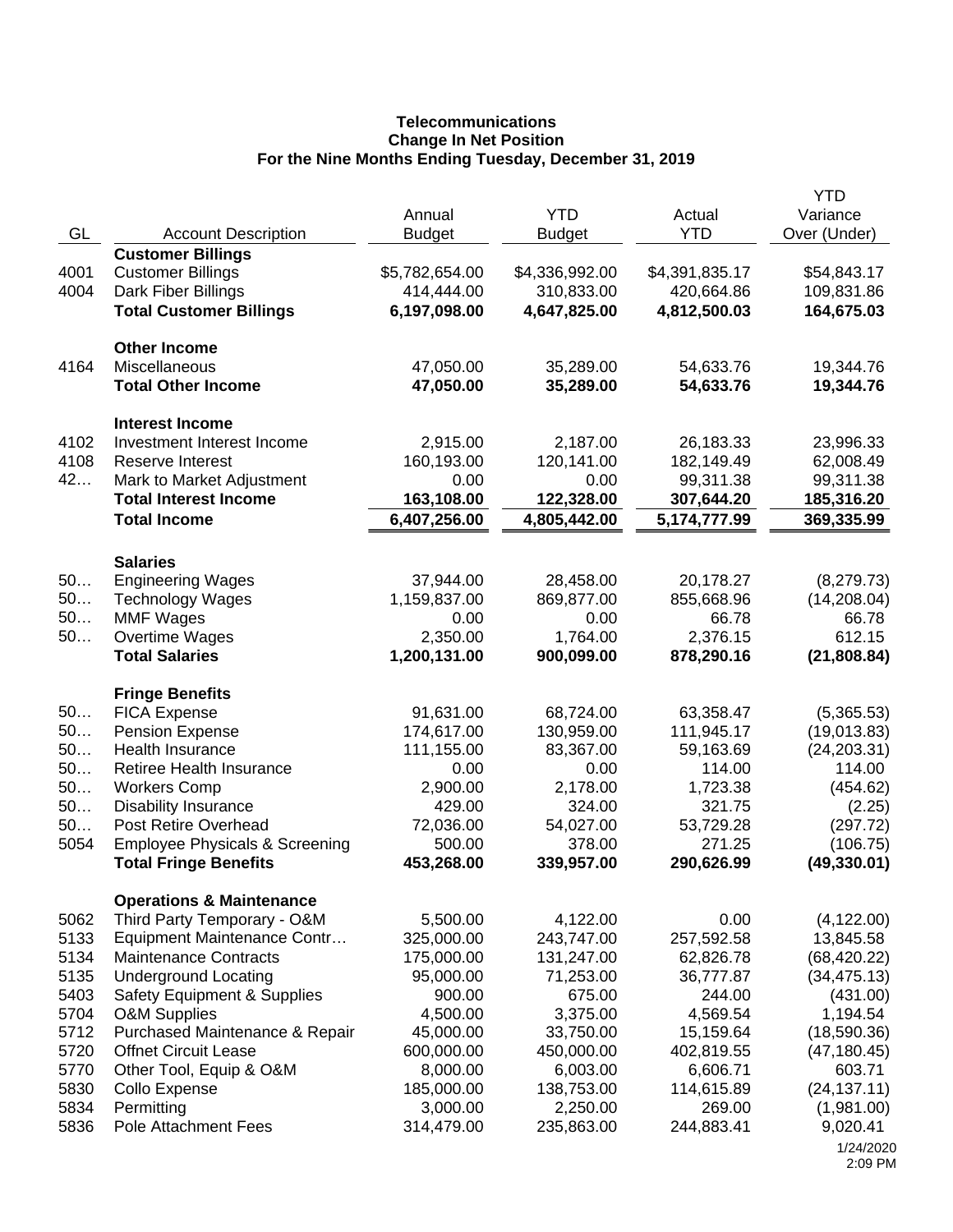**Telecommunications**
**Change In Net Position**
**For the Nine Months Ending Tuesday, December 31, 2019**

| GL | Account Description | Annual Budget | YTD Budget | Actual YTD | YTD Variance Over (Under) |
|---|---|---|---|---|---|
| | **Customer Billings** | | | | |
| 4001 | Customer Billings | $5,782,654.00 | $4,336,992.00 | $4,391,835.17 | $54,843.17 |
| 4004 | Dark Fiber Billings | 414,444.00 | 310,833.00 | 420,664.86 | 109,831.86 |
| | **Total Customer Billings** | **6,197,098.00** | **4,647,825.00** | **4,812,500.03** | **164,675.03** |
| | **Other Income** | | | | |
| 4164 | Miscellaneous | 47,050.00 | 35,289.00 | 54,633.76 | 19,344.76 |
| | **Total Other Income** | **47,050.00** | **35,289.00** | **54,633.76** | **19,344.76** |
| | **Interest Income** | | | | |
| 4102 | Investment Interest Income | 2,915.00 | 2,187.00 | 26,183.33 | 23,996.33 |
| 4108 | Reserve Interest | 160,193.00 | 120,141.00 | 182,149.49 | 62,008.49 |
| 42… | Mark to Market Adjustment | 0.00 | 0.00 | 99,311.38 | 99,311.38 |
| | **Total Interest Income** | **163,108.00** | **122,328.00** | **307,644.20** | **185,316.20** |
| | **Total Income** | **6,407,256.00** | **4,805,442.00** | **5,174,777.99** | **369,335.99** |
| | **Salaries** | | | | |
| 50… | Engineering Wages | 37,944.00 | 28,458.00 | 20,178.27 | (8,279.73) |
| 50… | Technology Wages | 1,159,837.00 | 869,877.00 | 855,668.96 | (14,208.04) |
| 50… | MMF Wages | 0.00 | 0.00 | 66.78 | 66.78 |
| 50… | Overtime Wages | 2,350.00 | 1,764.00 | 2,376.15 | 612.15 |
| | **Total Salaries** | **1,200,131.00** | **900,099.00** | **878,290.16** | **(21,808.84)** |
| | **Fringe Benefits** | | | | |
| 50… | FICA Expense | 91,631.00 | 68,724.00 | 63,358.47 | (5,365.53) |
| 50… | Pension Expense | 174,617.00 | 130,959.00 | 111,945.17 | (19,013.83) |
| 50… | Health Insurance | 111,155.00 | 83,367.00 | 59,163.69 | (24,203.31) |
| 50… | Retiree Health Insurance | 0.00 | 0.00 | 114.00 | 114.00 |
| 50… | Workers Comp | 2,900.00 | 2,178.00 | 1,723.38 | (454.62) |
| 50… | Disability Insurance | 429.00 | 324.00 | 321.75 | (2.25) |
| 50… | Post Retire Overhead | 72,036.00 | 54,027.00 | 53,729.28 | (297.72) |
| 5054 | Employee Physicals & Screening | 500.00 | 378.00 | 271.25 | (106.75) |
| | **Total Fringe Benefits** | **453,268.00** | **339,957.00** | **290,626.99** | **(49,330.01)** |
| | **Operations & Maintenance** | | | | |
| 5062 | Third Party Temporary - O&M | 5,500.00 | 4,122.00 | 0.00 | (4,122.00) |
| 5133 | Equipment Maintenance Contr… | 325,000.00 | 243,747.00 | 257,592.58 | 13,845.58 |
| 5134 | Maintenance Contracts | 175,000.00 | 131,247.00 | 62,826.78 | (68,420.22) |
| 5135 | Underground Locating | 95,000.00 | 71,253.00 | 36,777.87 | (34,475.13) |
| 5403 | Safety Equipment & Supplies | 900.00 | 675.00 | 244.00 | (431.00) |
| 5704 | O&M Supplies | 4,500.00 | 3,375.00 | 4,569.54 | 1,194.54 |
| 5712 | Purchased Maintenance & Repair | 45,000.00 | 33,750.00 | 15,159.64 | (18,590.36) |
| 5720 | Offnet Circuit Lease | 600,000.00 | 450,000.00 | 402,819.55 | (47,180.45) |
| 5770 | Other Tool, Equip & O&M | 8,000.00 | 6,003.00 | 6,606.71 | 603.71 |
| 5830 | Collo Expense | 185,000.00 | 138,753.00 | 114,615.89 | (24,137.11) |
| 5834 | Permitting | 3,000.00 | 2,250.00 | 269.00 | (1,981.00) |
| 5836 | Pole Attachment Fees | 314,479.00 | 235,863.00 | 244,883.41 | 9,020.41 |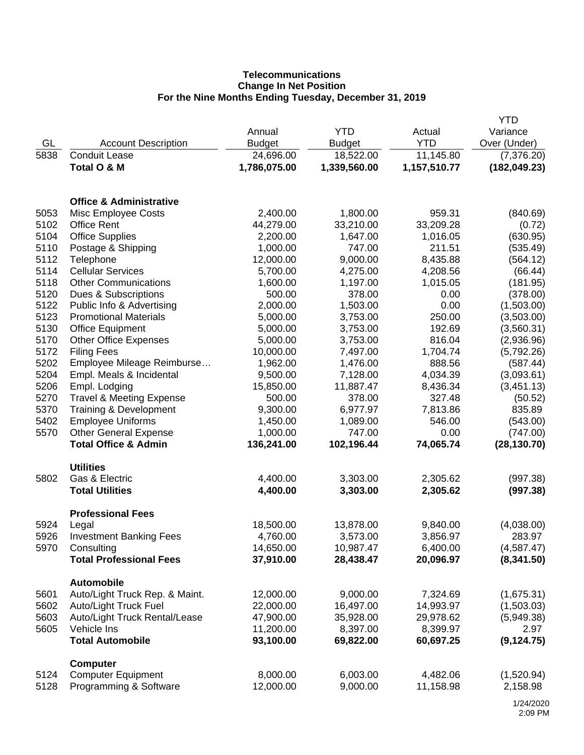**Telecommunications**
**Change In Net Position**
**For the Nine Months Ending Tuesday, December 31, 2019**

| GL | Account Description | Annual Budget | YTD Budget | Actual YTD | YTD Variance Over (Under) |
|---|---|---|---|---|---|
| 5838 | Conduit Lease | 24,696.00 | 18,522.00 | 11,145.80 | (7,376.20) |
| | **Total O & M** | **1,786,075.00** | **1,339,560.00** | **1,157,510.77** | **(182,049.23)** |
| | | | | | |
| | **Office & Administrative** | | | | |
| 5053 | Misc Employee Costs | 2,400.00 | 1,800.00 | 959.31 | (840.69) |
| 5102 | Office Rent | 44,279.00 | 33,210.00 | 33,209.28 | (0.72) |
| 5104 | Office Supplies | 2,200.00 | 1,647.00 | 1,016.05 | (630.95) |
| 5110 | Postage & Shipping | 1,000.00 | 747.00 | 211.51 | (535.49) |
| 5112 | Telephone | 12,000.00 | 9,000.00 | 8,435.88 | (564.12) |
| 5114 | Cellular Services | 5,700.00 | 4,275.00 | 4,208.56 | (66.44) |
| 5118 | Other Communications | 1,600.00 | 1,197.00 | 1,015.05 | (181.95) |
| 5120 | Dues & Subscriptions | 500.00 | 378.00 | 0.00 | (378.00) |
| 5122 | Public Info & Advertising | 2,000.00 | 1,503.00 | 0.00 | (1,503.00) |
| 5123 | Promotional Materials | 5,000.00 | 3,753.00 | 250.00 | (3,503.00) |
| 5130 | Office Equipment | 5,000.00 | 3,753.00 | 192.69 | (3,560.31) |
| 5170 | Other Office Expenses | 5,000.00 | 3,753.00 | 816.04 | (2,936.96) |
| 5172 | Filing Fees | 10,000.00 | 7,497.00 | 1,704.74 | (5,792.26) |
| 5202 | Employee Mileage Reimburse… | 1,962.00 | 1,476.00 | 888.56 | (587.44) |
| 5204 | Empl. Meals & Incidental | 9,500.00 | 7,128.00 | 4,034.39 | (3,093.61) |
| 5206 | Empl. Lodging | 15,850.00 | 11,887.47 | 8,436.34 | (3,451.13) |
| 5270 | Travel & Meeting Expense | 500.00 | 378.00 | 327.48 | (50.52) |
| 5370 | Training & Development | 9,300.00 | 6,977.97 | 7,813.86 | 835.89 |
| 5402 | Employee Uniforms | 1,450.00 | 1,089.00 | 546.00 | (543.00) |
| 5570 | Other General Expense | 1,000.00 | 747.00 | 0.00 | (747.00) |
| | **Total Office & Admin** | **136,241.00** | **102,196.44** | **74,065.74** | **(28,130.70)** |
| | | | | | |
| | **Utilities** | | | | |
| 5802 | Gas & Electric | 4,400.00 | 3,303.00 | 2,305.62 | (997.38) |
| | **Total Utilities** | **4,400.00** | **3,303.00** | **2,305.62** | **(997.38)** |
| | | | | | |
| | **Professional Fees** | | | | |
| 5924 | Legal | 18,500.00 | 13,878.00 | 9,840.00 | (4,038.00) |
| 5926 | Investment Banking Fees | 4,760.00 | 3,573.00 | 3,856.97 | 283.97 |
| 5970 | Consulting | 14,650.00 | 10,987.47 | 6,400.00 | (4,587.47) |
| | **Total Professional Fees** | **37,910.00** | **28,438.47** | **20,096.97** | **(8,341.50)** |
| | | | | | |
| | **Automobile** | | | | |
| 5601 | Auto/Light Truck Rep. & Maint. | 12,000.00 | 9,000.00 | 7,324.69 | (1,675.31) |
| 5602 | Auto/Light Truck Fuel | 22,000.00 | 16,497.00 | 14,993.97 | (1,503.03) |
| 5603 | Auto/Light Truck Rental/Lease | 47,900.00 | 35,928.00 | 29,978.62 | (5,949.38) |
| 5605 | Vehicle Ins | 11,200.00 | 8,397.00 | 8,399.97 | 2.97 |
| | **Total Automobile** | **93,100.00** | **69,822.00** | **60,697.25** | **(9,124.75)** |
| | | | | | |
| | **Computer** | | | | |
| 5124 | Computer Equipment | 8,000.00 | 6,003.00 | 4,482.06 | (1,520.94) |
| 5128 | Programming & Software | 12,000.00 | 9,000.00 | 11,158.98 | 2,158.98 |

1/24/2020
2:09 PM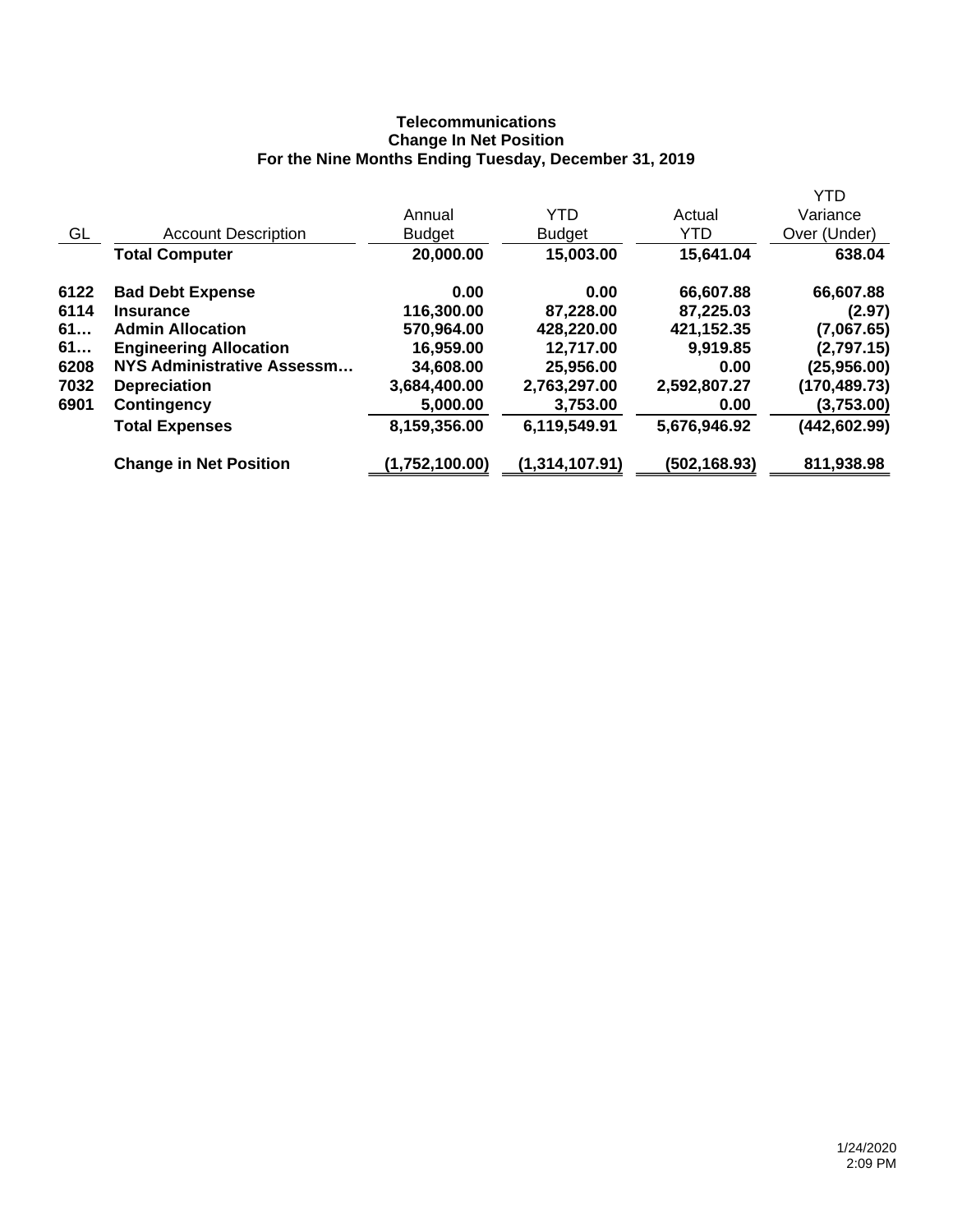**Telecommunications**
**Change In Net Position**
**For the Nine Months Ending Tuesday, December 31, 2019**

| GL | Account Description | Annual Budget | YTD Budget | Actual YTD | YTD Variance Over (Under) |
|---|---|---|---|---|---|
| | **Total Computer** | **20,000.00** | **15,003.00** | **15,641.04** | **638.04** |
| 6122 | **Bad Debt Expense** | **0.00** | **0.00** | **66,607.88** | **66,607.88** |
| 6114 | **Insurance** | **116,300.00** | **87,228.00** | **87,225.03** | **(2.97)** |
| 61… | **Admin Allocation** | **570,964.00** | **428,220.00** | **421,152.35** | **(7,067.65)** |
| 61… | **Engineering Allocation** | **16,959.00** | **12,717.00** | **9,919.85** | **(2,797.15)** |
| 6208 | **NYS Administrative Assessm…** | **34,608.00** | **25,956.00** | **0.00** | **(25,956.00)** |
| 7032 | **Depreciation** | **3,684,400.00** | **2,763,297.00** | **2,592,807.27** | **(170,489.73)** |
| 6901 | **Contingency** | **5,000.00** | **3,753.00** | **0.00** | **(3,753.00)** |
| | **Total Expenses** | **8,159,356.00** | **6,119,549.91** | **5,676,946.92** | **(442,602.99)** |
| | **Change in Net Position** | **(1,752,100.00)** | **(1,314,107.91)** | **(502,168.93)** | **811,938.98** |

1/24/2020
2:09 PM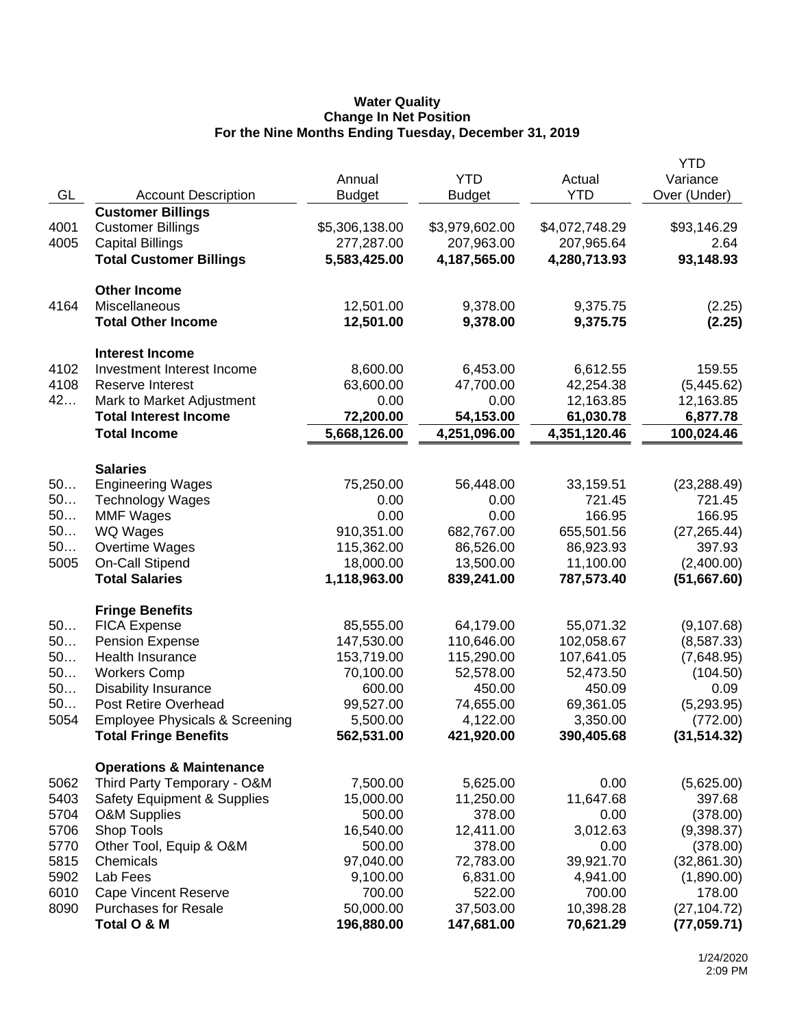**Water Quality**
**Change In Net Position**
**For the Nine Months Ending Tuesday, December 31, 2019**

| GL | Account Description | Annual Budget | YTD Budget | Actual YTD | YTD Variance Over (Under) |
|---|---|---|---|---|---|
| | **Customer Billings** | | | | |
| 4001 | Customer Billings | $5,306,138.00 | $3,979,602.00 | $4,072,748.29 | $93,146.29 |
| 4005 | Capital Billings | 277,287.00 | 207,963.00 | 207,965.64 | 2.64 |
| | **Total Customer Billings** | **5,583,425.00** | **4,187,565.00** | **4,280,713.93** | **93,148.93** |
| | **Other Income** | | | | |
| 4164 | Miscellaneous | 12,501.00 | 9,378.00 | 9,375.75 | (2.25) |
| | **Total Other Income** | **12,501.00** | **9,378.00** | **9,375.75** | **(2.25)** |
| | **Interest Income** | | | | |
| 4102 | Investment Interest Income | 8,600.00 | 6,453.00 | 6,612.55 | 159.55 |
| 4108 | Reserve Interest | 63,600.00 | 47,700.00 | 42,254.38 | (5,445.62) |
| 42… | Mark to Market Adjustment | 0.00 | 0.00 | 12,163.85 | 12,163.85 |
| | **Total Interest Income** | **72,200.00** | **54,153.00** | **61,030.78** | **6,877.78** |
| | **Total Income** | **5,668,126.00** | **4,251,096.00** | **4,351,120.46** | **100,024.46** |
| | **Salaries** | | | | |
| 50… | Engineering Wages | 75,250.00 | 56,448.00 | 33,159.51 | (23,288.49) |
| 50… | Technology Wages | 0.00 | 0.00 | 721.45 | 721.45 |
| 50… | MMF Wages | 0.00 | 0.00 | 166.95 | 166.95 |
| 50… | WQ Wages | 910,351.00 | 682,767.00 | 655,501.56 | (27,265.44) |
| 50… | Overtime Wages | 115,362.00 | 86,526.00 | 86,923.93 | 397.93 |
| 5005 | On-Call Stipend | 18,000.00 | 13,500.00 | 11,100.00 | (2,400.00) |
| | **Total Salaries** | **1,118,963.00** | **839,241.00** | **787,573.40** | **(51,667.60)** |
| | **Fringe Benefits** | | | | |
| 50… | FICA Expense | 85,555.00 | 64,179.00 | 55,071.32 | (9,107.68) |
| 50… | Pension Expense | 147,530.00 | 110,646.00 | 102,058.67 | (8,587.33) |
| 50… | Health Insurance | 153,719.00 | 115,290.00 | 107,641.05 | (7,648.95) |
| 50… | Workers Comp | 70,100.00 | 52,578.00 | 52,473.50 | (104.50) |
| 50… | Disability Insurance | 600.00 | 450.00 | 450.09 | 0.09 |
| 50… | Post Retire Overhead | 99,527.00 | 74,655.00 | 69,361.05 | (5,293.95) |
| 5054 | Employee Physicals & Screening | 5,500.00 | 4,122.00 | 3,350.00 | (772.00) |
| | **Total Fringe Benefits** | **562,531.00** | **421,920.00** | **390,405.68** | **(31,514.32)** |
| | **Operations & Maintenance** | | | | |
| 5062 | Third Party Temporary - O&M | 7,500.00 | 5,625.00 | 0.00 | (5,625.00) |
| 5403 | Safety Equipment & Supplies | 15,000.00 | 11,250.00 | 11,647.68 | 397.68 |
| 5704 | O&M Supplies | 500.00 | 378.00 | 0.00 | (378.00) |
| 5706 | Shop Tools | 16,540.00 | 12,411.00 | 3,012.63 | (9,398.37) |
| 5770 | Other Tool, Equip & O&M | 500.00 | 378.00 | 0.00 | (378.00) |
| 5815 | Chemicals | 97,040.00 | 72,783.00 | 39,921.70 | (32,861.30) |
| 5902 | Lab Fees | 9,100.00 | 6,831.00 | 4,941.00 | (1,890.00) |
| 6010 | Cape Vincent Reserve | 700.00 | 522.00 | 700.00 | 178.00 |
| 8090 | Purchases for Resale | 50,000.00 | 37,503.00 | 10,398.28 | (27,104.72) |
| | **Total O & M** | **196,880.00** | **147,681.00** | **70,621.29** | **(77,059.71)** |

1/24/2020
2:09 PM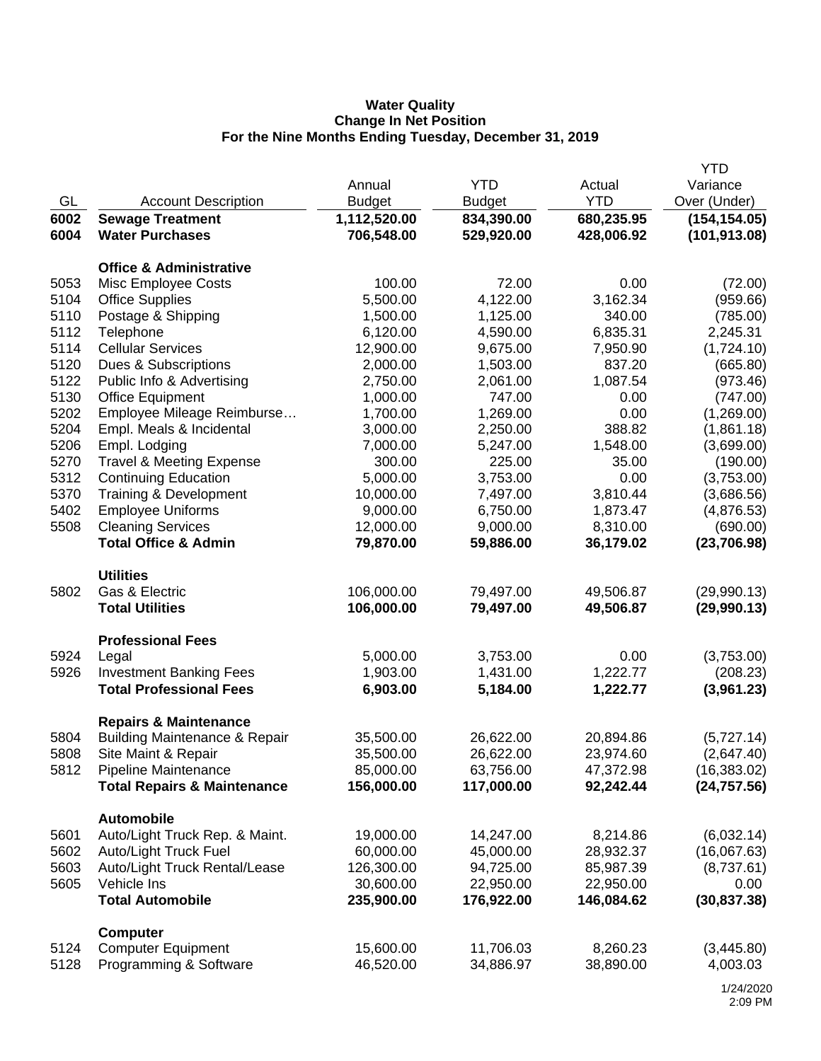**Water Quality**
**Change In Net Position**
**For the Nine Months Ending Tuesday, December 31, 2019**

| GL | Account Description | Annual Budget | YTD Budget | Actual YTD | YTD Variance Over (Under) |
|---|---|---|---|---|---|
| **6002** | **Sewage Treatment** | **1,112,520.00** | **834,390.00** | **680,235.95** | **(154,154.05)** |
| **6004** | **Water Purchases** | **706,548.00** | **529,920.00** | **428,006.92** | **(101,913.08)** |
| | **Office & Administrative** | | | | |
| 5053 | Misc Employee Costs | 100.00 | 72.00 | 0.00 | (72.00) |
| 5104 | Office Supplies | 5,500.00 | 4,122.00 | 3,162.34 | (959.66) |
| 5110 | Postage & Shipping | 1,500.00 | 1,125.00 | 340.00 | (785.00) |
| 5112 | Telephone | 6,120.00 | 4,590.00 | 6,835.31 | 2,245.31 |
| 5114 | Cellular Services | 12,900.00 | 9,675.00 | 7,950.90 | (1,724.10) |
| 5120 | Dues & Subscriptions | 2,000.00 | 1,503.00 | 837.20 | (665.80) |
| 5122 | Public Info & Advertising | 2,750.00 | 2,061.00 | 1,087.54 | (973.46) |
| 5130 | Office Equipment | 1,000.00 | 747.00 | 0.00 | (747.00) |
| 5202 | Employee Mileage Reimburse… | 1,700.00 | 1,269.00 | 0.00 | (1,269.00) |
| 5204 | Empl. Meals & Incidental | 3,000.00 | 2,250.00 | 388.82 | (1,861.18) |
| 5206 | Empl. Lodging | 7,000.00 | 5,247.00 | 1,548.00 | (3,699.00) |
| 5270 | Travel & Meeting Expense | 300.00 | 225.00 | 35.00 | (190.00) |
| 5312 | Continuing Education | 5,000.00 | 3,753.00 | 0.00 | (3,753.00) |
| 5370 | Training & Development | 10,000.00 | 7,497.00 | 3,810.44 | (3,686.56) |
| 5402 | Employee Uniforms | 9,000.00 | 6,750.00 | 1,873.47 | (4,876.53) |
| 5508 | Cleaning Services | 12,000.00 | 9,000.00 | 8,310.00 | (690.00) |
| | **Total Office & Admin** | **79,870.00** | **59,886.00** | **36,179.02** | **(23,706.98)** |
| | **Utilities** | | | | |
| 5802 | Gas & Electric | 106,000.00 | 79,497.00 | 49,506.87 | (29,990.13) |
| | **Total Utilities** | **106,000.00** | **79,497.00** | **49,506.87** | **(29,990.13)** |
| | **Professional Fees** | | | | |
| 5924 | Legal | 5,000.00 | 3,753.00 | 0.00 | (3,753.00) |
| 5926 | Investment Banking Fees | 1,903.00 | 1,431.00 | 1,222.77 | (208.23) |
| | **Total Professional Fees** | **6,903.00** | **5,184.00** | **1,222.77** | **(3,961.23)** |
| | **Repairs & Maintenance** | | | | |
| 5804 | Building Maintenance & Repair | 35,500.00 | 26,622.00 | 20,894.86 | (5,727.14) |
| 5808 | Site Maint & Repair | 35,500.00 | 26,622.00 | 23,974.60 | (2,647.40) |
| 5812 | Pipeline Maintenance | 85,000.00 | 63,756.00 | 47,372.98 | (16,383.02) |
| | **Total Repairs & Maintenance** | **156,000.00** | **117,000.00** | **92,242.44** | **(24,757.56)** |
| | **Automobile** | | | | |
| 5601 | Auto/Light Truck Rep. & Maint. | 19,000.00 | 14,247.00 | 8,214.86 | (6,032.14) |
| 5602 | Auto/Light Truck Fuel | 60,000.00 | 45,000.00 | 28,932.37 | (16,067.63) |
| 5603 | Auto/Light Truck Rental/Lease | 126,300.00 | 94,725.00 | 85,987.39 | (8,737.61) |
| 5605 | Vehicle Ins | 30,600.00 | 22,950.00 | 22,950.00 | 0.00 |
| | **Total Automobile** | **235,900.00** | **176,922.00** | **146,084.62** | **(30,837.38)** |
| | **Computer** | | | | |
| 5124 | Computer Equipment | 15,600.00 | 11,706.03 | 8,260.23 | (3,445.80) |
| 5128 | Programming & Software | 46,520.00 | 34,886.97 | 38,890.00 | 4,003.03 |

1/24/2020
2:09 PM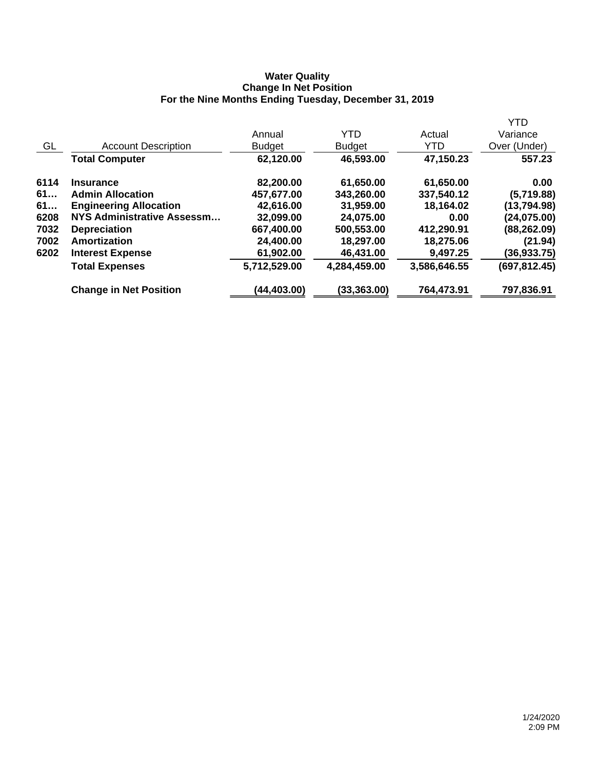**Water Quality**
**Change In Net Position**
**For the Nine Months Ending Tuesday, December 31, 2019**

| GL | Account Description | Annual Budget | YTD Budget | Actual YTD | YTD Variance Over (Under) |
|---|---|---|---|---|---|
| | **Total Computer** | **62,120.00** | **46,593.00** | **47,150.23** | **557.23** |
| **6114** | **Insurance** | **82,200.00** | **61,650.00** | **61,650.00** | **0.00** |
| **61…** | **Admin Allocation** | **457,677.00** | **343,260.00** | **337,540.12** | **(5,719.88)** |
| **61…** | **Engineering Allocation** | **42,616.00** | **31,959.00** | **18,164.02** | **(13,794.98)** |
| **6208** | **NYS Administrative Assessm…** | **32,099.00** | **24,075.00** | **0.00** | **(24,075.00)** |
| **7032** | **Depreciation** | **667,400.00** | **500,553.00** | **412,290.91** | **(88,262.09)** |
| **7002** | **Amortization** | **24,400.00** | **18,297.00** | **18,275.06** | **(21.94)** |
| **6202** | **Interest Expense** | **61,902.00** | **46,431.00** | **9,497.25** | **(36,933.75)** |
| | **Total Expenses** | **5,712,529.00** | **4,284,459.00** | **3,586,646.55** | **(697,812.45)** |
| | **Change in Net Position** | **(44,403.00)** | **(33,363.00)** | **764,473.91** | **797,836.91** |

1/24/2020
2:09 PM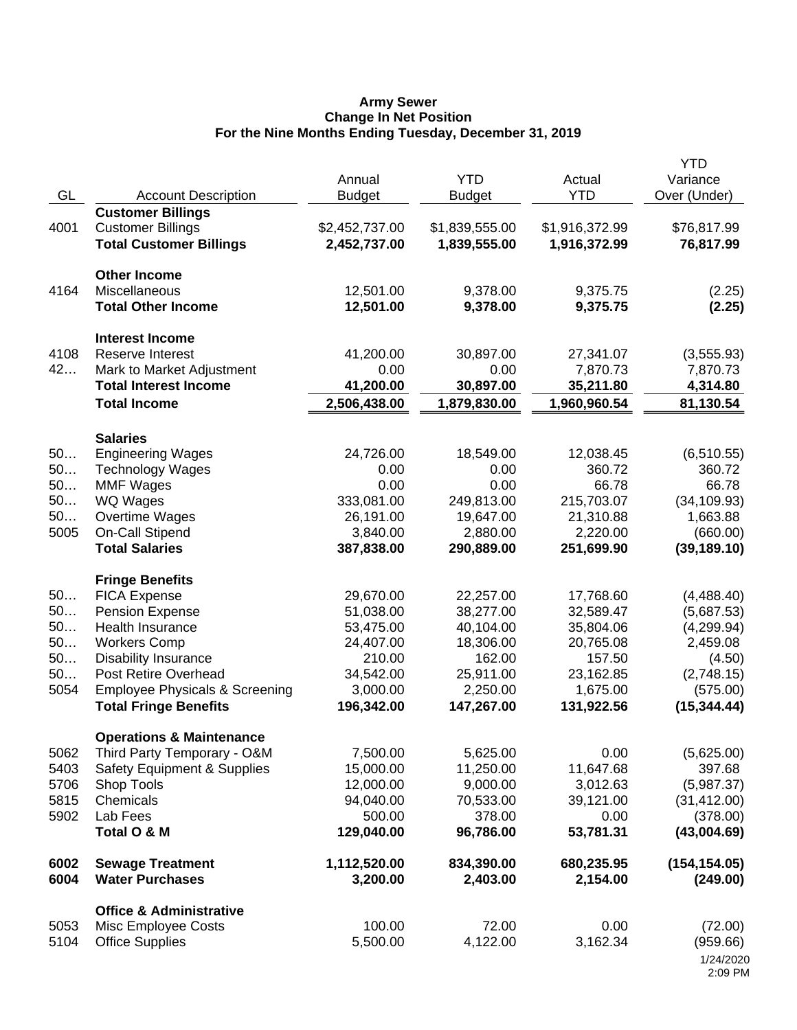**Army Sewer**
**Change In Net Position**
**For the Nine Months Ending Tuesday, December 31, 2019**

| GL | Account Description | Annual Budget | YTD Budget | Actual YTD | YTD Variance Over (Under) |
|---|---|---|---|---|---|
| | **Customer Billings** | | | | |
| 4001 | Customer Billings | $2,452,737.00 | $1,839,555.00 | $1,916,372.99 | $76,817.99 |
| | **Total Customer Billings** | **2,452,737.00** | **1,839,555.00** | **1,916,372.99** | **76,817.99** |
| | **Other Income** | | | | |
| 4164 | Miscellaneous | 12,501.00 | 9,378.00 | 9,375.75 | (2.25) |
| | **Total Other Income** | **12,501.00** | **9,378.00** | **9,375.75** | **(2.25)** |
| | **Interest Income** | | | | |
| 4108 | Reserve Interest | 41,200.00 | 30,897.00 | 27,341.07 | (3,555.93) |
| 42… | Mark to Market Adjustment | 0.00 | 0.00 | 7,870.73 | 7,870.73 |
| | **Total Interest Income** | **41,200.00** | **30,897.00** | **35,211.80** | **4,314.80** |
| | **Total Income** | **2,506,438.00** | **1,879,830.00** | **1,960,960.54** | **81,130.54** |
| | **Salaries** | | | | |
| 50… | Engineering Wages | 24,726.00 | 18,549.00 | 12,038.45 | (6,510.55) |
| 50… | Technology Wages | 0.00 | 0.00 | 360.72 | 360.72 |
| 50… | MMF Wages | 0.00 | 0.00 | 66.78 | 66.78 |
| 50… | WQ Wages | 333,081.00 | 249,813.00 | 215,703.07 | (34,109.93) |
| 50… | Overtime Wages | 26,191.00 | 19,647.00 | 21,310.88 | 1,663.88 |
| 5005 | On-Call Stipend | 3,840.00 | 2,880.00 | 2,220.00 | (660.00) |
| | **Total Salaries** | **387,838.00** | **290,889.00** | **251,699.90** | **(39,189.10)** |
| | **Fringe Benefits** | | | | |
| 50… | FICA Expense | 29,670.00 | 22,257.00 | 17,768.60 | (4,488.40) |
| 50… | Pension Expense | 51,038.00 | 38,277.00 | 32,589.47 | (5,687.53) |
| 50… | Health Insurance | 53,475.00 | 40,104.00 | 35,804.06 | (4,299.94) |
| 50… | Workers Comp | 24,407.00 | 18,306.00 | 20,765.08 | 2,459.08 |
| 50… | Disability Insurance | 210.00 | 162.00 | 157.50 | (4.50) |
| 50… | Post Retire Overhead | 34,542.00 | 25,911.00 | 23,162.85 | (2,748.15) |
| 5054 | Employee Physicals & Screening | 3,000.00 | 2,250.00 | 1,675.00 | (575.00) |
| | **Total Fringe Benefits** | **196,342.00** | **147,267.00** | **131,922.56** | **(15,344.44)** |
| | **Operations & Maintenance** | | | | |
| 5062 | Third Party Temporary - O&M | 7,500.00 | 5,625.00 | 0.00 | (5,625.00) |
| 5403 | Safety Equipment & Supplies | 15,000.00 | 11,250.00 | 11,647.68 | 397.68 |
| 5706 | Shop Tools | 12,000.00 | 9,000.00 | 3,012.63 | (5,987.37) |
| 5815 | Chemicals | 94,040.00 | 70,533.00 | 39,121.00 | (31,412.00) |
| 5902 | Lab Fees | 500.00 | 378.00 | 0.00 | (378.00) |
| | **Total O & M** | **129,040.00** | **96,786.00** | **53,781.31** | **(43,004.69)** |
| **6002** | **Sewage Treatment** | **1,112,520.00** | **834,390.00** | **680,235.95** | **(154,154.05)** |
| **6004** | **Water Purchases** | **3,200.00** | **2,403.00** | **2,154.00** | **(249.00)** |
| | **Office & Administrative** | | | | |
| 5053 | Misc Employee Costs | 100.00 | 72.00 | 0.00 | (72.00) |
| 5104 | Office Supplies | 5,500.00 | 4,122.00 | 3,162.34 | (959.66) |

1/24/2020
2:09 PM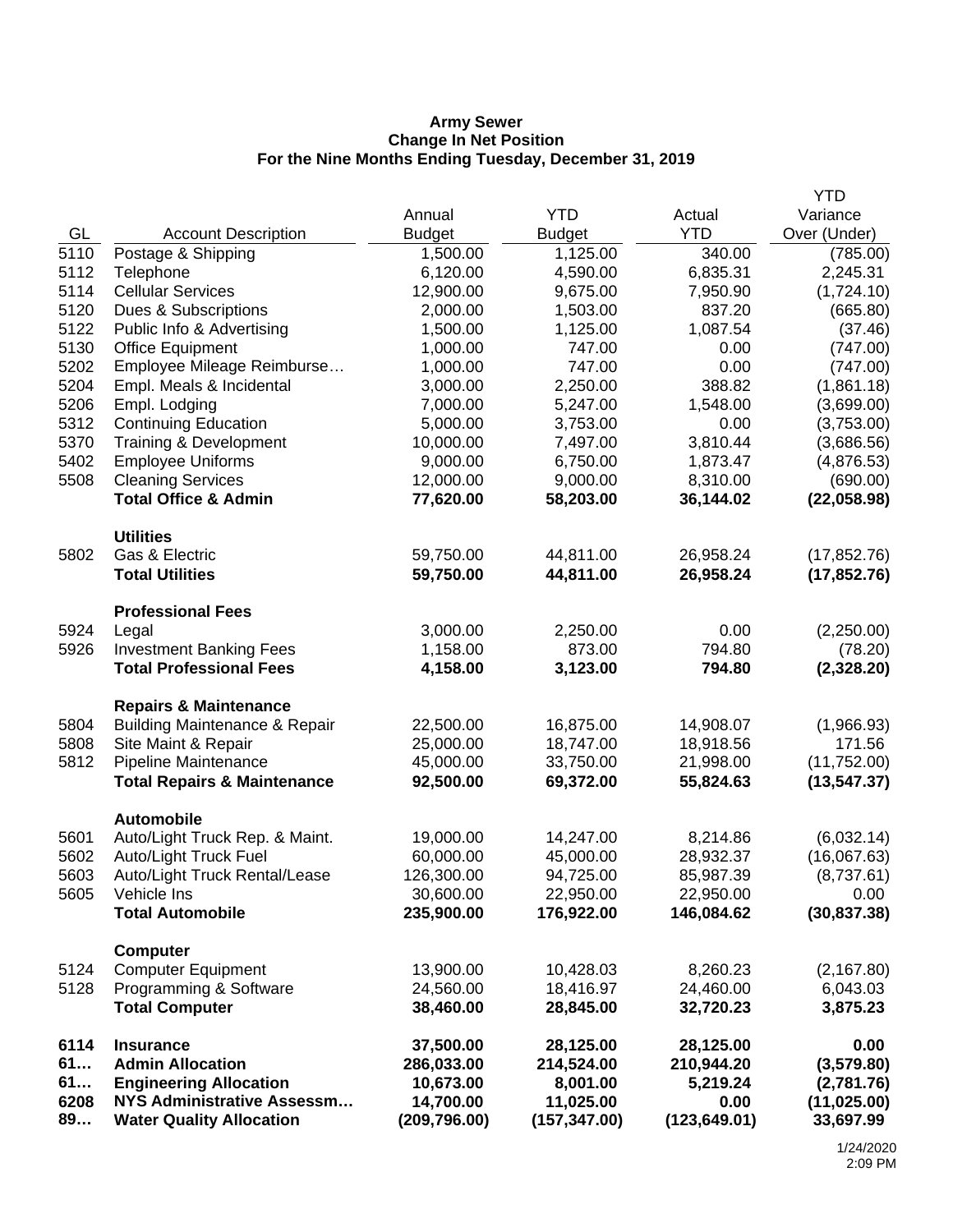**Army Sewer**
**Change In Net Position**
**For the Nine Months Ending Tuesday, December 31, 2019**

| GL | Account Description | Annual Budget | YTD Budget | Actual YTD | YTD Variance Over (Under) |
|---|---|---|---|---|---|
| 5110 | Postage & Shipping | 1,500.00 | 1,125.00 | 340.00 | (785.00) |
| 5112 | Telephone | 6,120.00 | 4,590.00 | 6,835.31 | 2,245.31 |
| 5114 | Cellular Services | 12,900.00 | 9,675.00 | 7,950.90 | (1,724.10) |
| 5120 | Dues & Subscriptions | 2,000.00 | 1,503.00 | 837.20 | (665.80) |
| 5122 | Public Info & Advertising | 1,500.00 | 1,125.00 | 1,087.54 | (37.46) |
| 5130 | Office Equipment | 1,000.00 | 747.00 | 0.00 | (747.00) |
| 5202 | Employee Mileage Reimburse… | 1,000.00 | 747.00 | 0.00 | (747.00) |
| 5204 | Empl. Meals & Incidental | 3,000.00 | 2,250.00 | 388.82 | (1,861.18) |
| 5206 | Empl. Lodging | 7,000.00 | 5,247.00 | 1,548.00 | (3,699.00) |
| 5312 | Continuing Education | 5,000.00 | 3,753.00 | 0.00 | (3,753.00) |
| 5370 | Training & Development | 10,000.00 | 7,497.00 | 3,810.44 | (3,686.56) |
| 5402 | Employee Uniforms | 9,000.00 | 6,750.00 | 1,873.47 | (4,876.53) |
| 5508 | Cleaning Services | 12,000.00 | 9,000.00 | 8,310.00 | (690.00) |
| | **Total Office & Admin** | **77,620.00** | **58,203.00** | **36,144.02** | **(22,058.98)** |
| | **Utilities** | | | | |
| 5802 | Gas & Electric | 59,750.00 | 44,811.00 | 26,958.24 | (17,852.76) |
| | **Total Utilities** | **59,750.00** | **44,811.00** | **26,958.24** | **(17,852.76)** |
| | **Professional Fees** | | | | |
| 5924 | Legal | 3,000.00 | 2,250.00 | 0.00 | (2,250.00) |
| 5926 | Investment Banking Fees | 1,158.00 | 873.00 | 794.80 | (78.20) |
| | **Total Professional Fees** | **4,158.00** | **3,123.00** | **794.80** | **(2,328.20)** |
| | **Repairs & Maintenance** | | | | |
| 5804 | Building Maintenance & Repair | 22,500.00 | 16,875.00 | 14,908.07 | (1,966.93) |
| 5808 | Site Maint & Repair | 25,000.00 | 18,747.00 | 18,918.56 | 171.56 |
| 5812 | Pipeline Maintenance | 45,000.00 | 33,750.00 | 21,998.00 | (11,752.00) |
| | **Total Repairs & Maintenance** | **92,500.00** | **69,372.00** | **55,824.63** | **(13,547.37)** |
| | **Automobile** | | | | |
| 5601 | Auto/Light Truck Rep. & Maint. | 19,000.00 | 14,247.00 | 8,214.86 | (6,032.14) |
| 5602 | Auto/Light Truck Fuel | 60,000.00 | 45,000.00 | 28,932.37 | (16,067.63) |
| 5603 | Auto/Light Truck Rental/Lease | 126,300.00 | 94,725.00 | 85,987.39 | (8,737.61) |
| 5605 | Vehicle Ins | 30,600.00 | 22,950.00 | 22,950.00 | 0.00 |
| | **Total Automobile** | **235,900.00** | **176,922.00** | **146,084.62** | **(30,837.38)** |
| | **Computer** | | | | |
| 5124 | Computer Equipment | 13,900.00 | 10,428.03 | 8,260.23 | (2,167.80) |
| 5128 | Programming & Software | 24,560.00 | 18,416.97 | 24,460.00 | 6,043.03 |
| | **Total Computer** | **38,460.00** | **28,845.00** | **32,720.23** | **3,875.23** |
| **6114** | **Insurance** | **37,500.00** | **28,125.00** | **28,125.00** | **0.00** |
| **61…** | **Admin Allocation** | **286,033.00** | **214,524.00** | **210,944.20** | **(3,579.80)** |
| **61…** | **Engineering Allocation** | **10,673.00** | **8,001.00** | **5,219.24** | **(2,781.76)** |
| **6208** | **NYS Administrative Assessm…** | **14,700.00** | **11,025.00** | **0.00** | **(11,025.00)** |
| **89…** | **Water Quality Allocation** | **(209,796.00)** | **(157,347.00)** | **(123,649.01)** | **33,697.99** |

1/24/2020
2:09 PM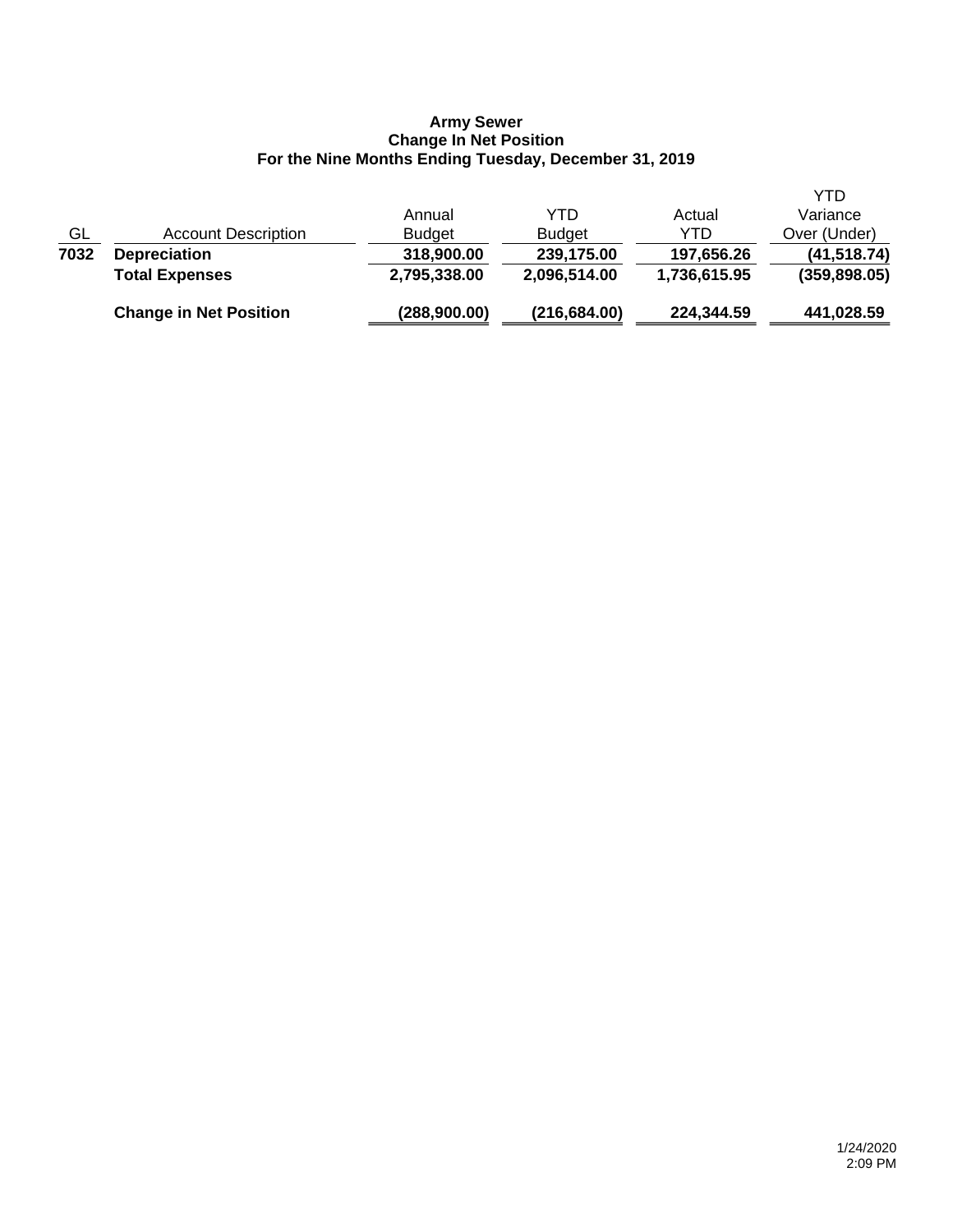**Army Sewer**
**Change In Net Position**
**For the Nine Months Ending Tuesday, December 31, 2019**

| GL | Account Description | Annual Budget | YTD Budget | Actual YTD | YTD Variance Over (Under) |
|---|---|---|---|---|---|
| **7032** | **Depreciation** | **318,900.00** | **239,175.00** | **197,656.26** | **(41,518.74)** |
| | **Total Expenses** | **2,795,338.00** | **2,096,514.00** | **1,736,615.95** | **(359,898.05)** |
| | **Change in Net Position** | **(288,900.00)** | **(216,684.00)** | **224,344.59** | **441,028.59** |

1/24/2020
2:09 PM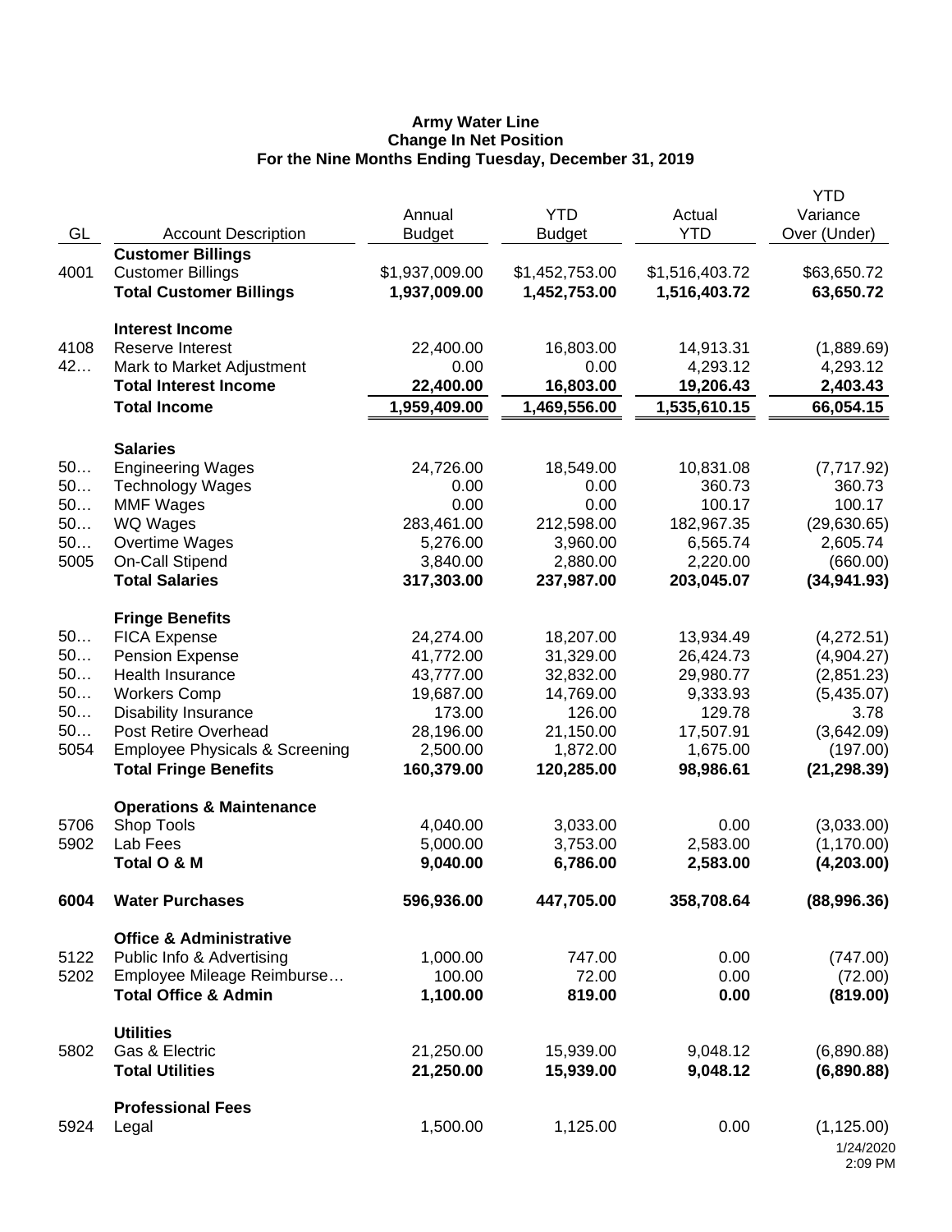**Army Water Line**
**Change In Net Position**
**For the Nine Months Ending Tuesday, December 31, 2019**

| GL | Account Description | Annual Budget | YTD Budget | Actual YTD | YTD Variance Over (Under) |
|---|---|---|---|---|---|
| | **Customer Billings** | | | | |
| 4001 | Customer Billings | $1,937,009.00 | $1,452,753.00 | $1,516,403.72 | $63,650.72 |
| | **Total Customer Billings** | **1,937,009.00** | **1,452,753.00** | **1,516,403.72** | **63,650.72** |
| | **Interest Income** | | | | |
| 4108 | Reserve Interest | 22,400.00 | 16,803.00 | 14,913.31 | (1,889.69) |
| 42… | Mark to Market Adjustment | 0.00 | 0.00 | 4,293.12 | 4,293.12 |
| | **Total Interest Income** | **22,400.00** | **16,803.00** | **19,206.43** | **2,403.43** |
| | **Total Income** | **1,959,409.00** | **1,469,556.00** | **1,535,610.15** | **66,054.15** |
| | **Salaries** | | | | |
| 50… | Engineering Wages | 24,726.00 | 18,549.00 | 10,831.08 | (7,717.92) |
| 50… | Technology Wages | 0.00 | 0.00 | 360.73 | 360.73 |
| 50… | MMF Wages | 0.00 | 0.00 | 100.17 | 100.17 |
| 50… | WQ Wages | 283,461.00 | 212,598.00 | 182,967.35 | (29,630.65) |
| 50… | Overtime Wages | 5,276.00 | 3,960.00 | 6,565.74 | 2,605.74 |
| 5005 | On-Call Stipend | 3,840.00 | 2,880.00 | 2,220.00 | (660.00) |
| | **Total Salaries** | **317,303.00** | **237,987.00** | **203,045.07** | **(34,941.93)** |
| | **Fringe Benefits** | | | | |
| 50… | FICA Expense | 24,274.00 | 18,207.00 | 13,934.49 | (4,272.51) |
| 50… | Pension Expense | 41,772.00 | 31,329.00 | 26,424.73 | (4,904.27) |
| 50… | Health Insurance | 43,777.00 | 32,832.00 | 29,980.77 | (2,851.23) |
| 50… | Workers Comp | 19,687.00 | 14,769.00 | 9,333.93 | (5,435.07) |
| 50… | Disability Insurance | 173.00 | 126.00 | 129.78 | 3.78 |
| 50… | Post Retire Overhead | 28,196.00 | 21,150.00 | 17,507.91 | (3,642.09) |
| 5054 | Employee Physicals & Screening | 2,500.00 | 1,872.00 | 1,675.00 | (197.00) |
| | **Total Fringe Benefits** | **160,379.00** | **120,285.00** | **98,986.61** | **(21,298.39)** |
| | **Operations & Maintenance** | | | | |
| 5706 | Shop Tools | 4,040.00 | 3,033.00 | 0.00 | (3,033.00) |
| 5902 | Lab Fees | 5,000.00 | 3,753.00 | 2,583.00 | (1,170.00) |
| | **Total O & M** | **9,040.00** | **6,786.00** | **2,583.00** | **(4,203.00)** |
| **6004** | **Water Purchases** | **596,936.00** | **447,705.00** | **358,708.64** | **(88,996.36)** |
| | **Office & Administrative** | | | | |
| 5122 | Public Info & Advertising | 1,000.00 | 747.00 | 0.00 | (747.00) |
| 5202 | Employee Mileage Reimburse… | 100.00 | 72.00 | 0.00 | (72.00) |
| | **Total Office & Admin** | **1,100.00** | **819.00** | **0.00** | **(819.00)** |
| | **Utilities** | | | | |
| 5802 | Gas & Electric | 21,250.00 | 15,939.00 | 9,048.12 | (6,890.88) |
| | **Total Utilities** | **21,250.00** | **15,939.00** | **9,048.12** | **(6,890.88)** |
| | **Professional Fees** | | | | |
| 5924 | Legal | 1,500.00 | 1,125.00 | 0.00 | (1,125.00) |

1/24/2020
2:09 PM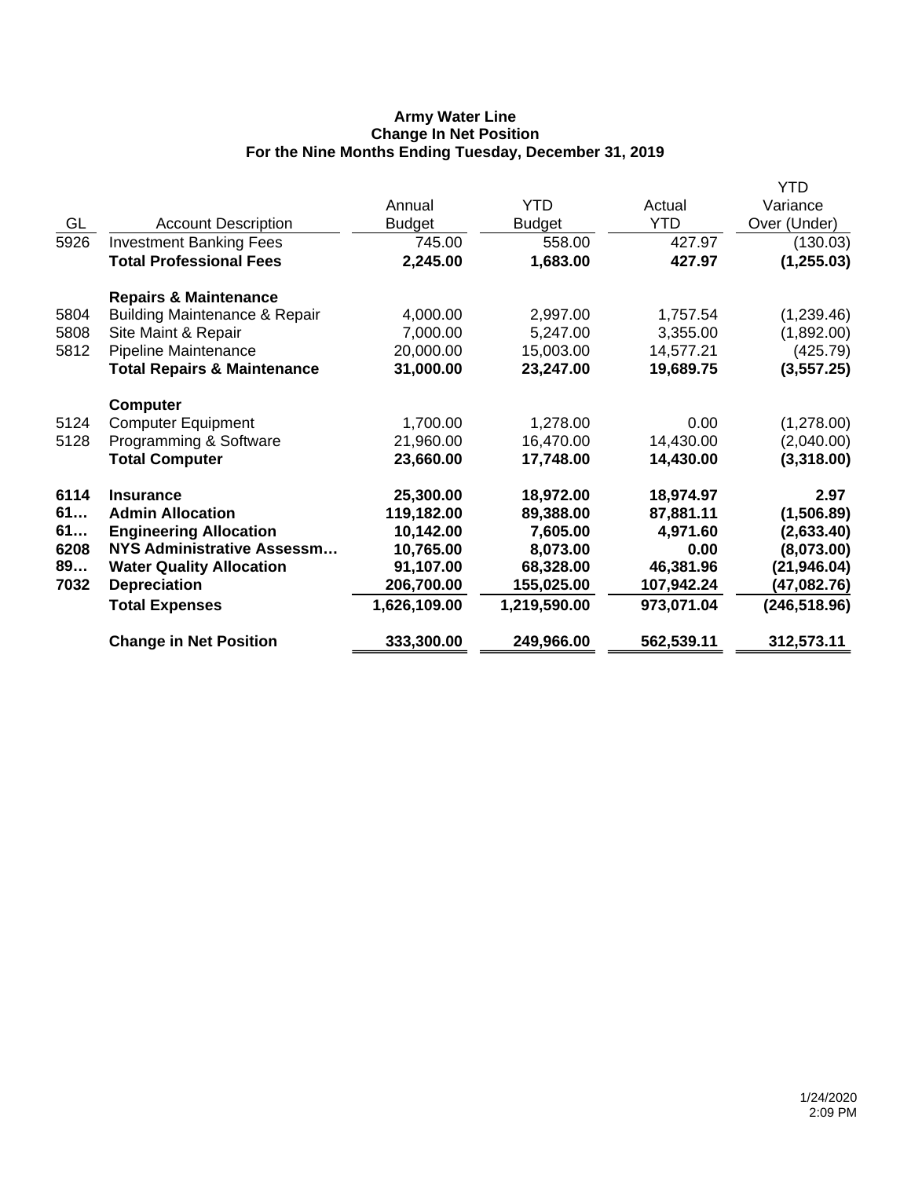**Army Water Line**
**Change In Net Position**
**For the Nine Months Ending Tuesday, December 31, 2019**

| GL | Account Description | Annual Budget | YTD Budget | Actual YTD | YTD Variance Over (Under) |
|---|---|---|---|---|---|
| 5926 | Investment Banking Fees | 745.00 | 558.00 | 427.97 | (130.03) |
| | **Total Professional Fees** | **2,245.00** | **1,683.00** | **427.97** | **(1,255.03)** |
| | **Repairs & Maintenance** | | | | |
| 5804 | Building Maintenance & Repair | 4,000.00 | 2,997.00 | 1,757.54 | (1,239.46) |
| 5808 | Site Maint & Repair | 7,000.00 | 5,247.00 | 3,355.00 | (1,892.00) |
| 5812 | Pipeline Maintenance | 20,000.00 | 15,003.00 | 14,577.21 | (425.79) |
| | **Total Repairs & Maintenance** | **31,000.00** | **23,247.00** | **19,689.75** | **(3,557.25)** |
| | **Computer** | | | | |
| 5124 | Computer Equipment | 1,700.00 | 1,278.00 | 0.00 | (1,278.00) |
| 5128 | Programming & Software | 21,960.00 | 16,470.00 | 14,430.00 | (2,040.00) |
| | **Total Computer** | **23,660.00** | **17,748.00** | **14,430.00** | **(3,318.00)** |
| **6114** | **Insurance** | **25,300.00** | **18,972.00** | **18,974.97** | **2.97** |
| **61…** | **Admin Allocation** | **119,182.00** | **89,388.00** | **87,881.11** | **(1,506.89)** |
| **61…** | **Engineering Allocation** | **10,142.00** | **7,605.00** | **4,971.60** | **(2,633.40)** |
| **6208** | **NYS Administrative Assessm…** | **10,765.00** | **8,073.00** | **0.00** | **(8,073.00)** |
| **89…** | **Water Quality Allocation** | **91,107.00** | **68,328.00** | **46,381.96** | **(21,946.04)** |
| **7032** | **Depreciation** | **206,700.00** | **155,025.00** | **107,942.24** | **(47,082.76)** |
| | **Total Expenses** | **1,626,109.00** | **1,219,590.00** | **973,071.04** | **(246,518.96)** |
| | **Change in Net Position** | **333,300.00** | **249,966.00** | **562,539.11** | **312,573.11** |

1/24/2020
2:09 PM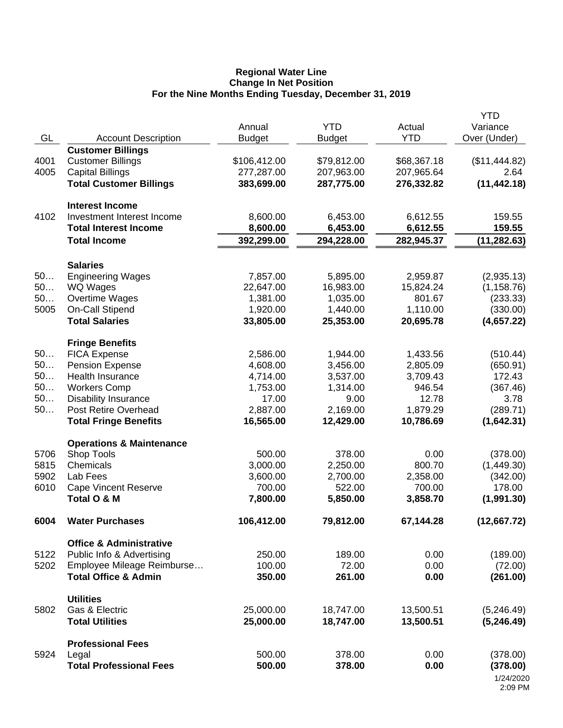**Regional Water Line**
**Change In Net Position**
**For the Nine Months Ending Tuesday, December 31, 2019**

| GL | Account Description | Annual Budget | YTD Budget | Actual YTD | YTD Variance Over (Under) |
|---|---|---|---|---|---|
| | **Customer Billings** | | | | |
| 4001 | Customer Billings | $106,412.00 | $79,812.00 | $68,367.18 | ($11,444.82) |
| 4005 | Capital Billings | 277,287.00 | 207,963.00 | 207,965.64 | 2.64 |
| | **Total Customer Billings** | **383,699.00** | **287,775.00** | **276,332.82** | **(11,442.18)** |
| | **Interest Income** | | | | |
| 4102 | Investment Interest Income | 8,600.00 | 6,453.00 | 6,612.55 | 159.55 |
| | **Total Interest Income** | **8,600.00** | **6,453.00** | **6,612.55** | **159.55** |
| | **Total Income** | **392,299.00** | **294,228.00** | **282,945.37** | **(11,282.63)** |
| | **Salaries** | | | | |
| 50… | Engineering Wages | 7,857.00 | 5,895.00 | 2,959.87 | (2,935.13) |
| 50… | WQ Wages | 22,647.00 | 16,983.00 | 15,824.24 | (1,158.76) |
| 50… | Overtime Wages | 1,381.00 | 1,035.00 | 801.67 | (233.33) |
| 5005 | On-Call Stipend | 1,920.00 | 1,440.00 | 1,110.00 | (330.00) |
| | **Total Salaries** | **33,805.00** | **25,353.00** | **20,695.78** | **(4,657.22)** |
| | **Fringe Benefits** | | | | |
| 50… | FICA Expense | 2,586.00 | 1,944.00 | 1,433.56 | (510.44) |
| 50… | Pension Expense | 4,608.00 | 3,456.00 | 2,805.09 | (650.91) |
| 50… | Health Insurance | 4,714.00 | 3,537.00 | 3,709.43 | 172.43 |
| 50… | Workers Comp | 1,753.00 | 1,314.00 | 946.54 | (367.46) |
| 50… | Disability Insurance | 17.00 | 9.00 | 12.78 | 3.78 |
| 50… | Post Retire Overhead | 2,887.00 | 2,169.00 | 1,879.29 | (289.71) |
| | **Total Fringe Benefits** | **16,565.00** | **12,429.00** | **10,786.69** | **(1,642.31)** |
| | **Operations & Maintenance** | | | | |
| 5706 | Shop Tools | 500.00 | 378.00 | 0.00 | (378.00) |
| 5815 | Chemicals | 3,000.00 | 2,250.00 | 800.70 | (1,449.30) |
| 5902 | Lab Fees | 3,600.00 | 2,700.00 | 2,358.00 | (342.00) |
| 6010 | Cape Vincent Reserve | 700.00 | 522.00 | 700.00 | 178.00 |
| | **Total O & M** | **7,800.00** | **5,850.00** | **3,858.70** | **(1,991.30)** |
| **6004** | **Water Purchases** | **106,412.00** | **79,812.00** | **67,144.28** | **(12,667.72)** |
| | **Office & Administrative** | | | | |
| 5122 | Public Info & Advertising | 250.00 | 189.00 | 0.00 | (189.00) |
| 5202 | Employee Mileage Reimburse… | 100.00 | 72.00 | 0.00 | (72.00) |
| | **Total Office & Admin** | **350.00** | **261.00** | **0.00** | **(261.00)** |
| | **Utilities** | | | | |
| 5802 | Gas & Electric | 25,000.00 | 18,747.00 | 13,500.51 | (5,246.49) |
| | **Total Utilities** | **25,000.00** | **18,747.00** | **13,500.51** | **(5,246.49)** |
| | **Professional Fees** | | | | |
| 5924 | Legal | 500.00 | 378.00 | 0.00 | (378.00) |
| | **Total Professional Fees** | **500.00** | **378.00** | **0.00** | **(378.00)** |

1/24/2020
2:09 PM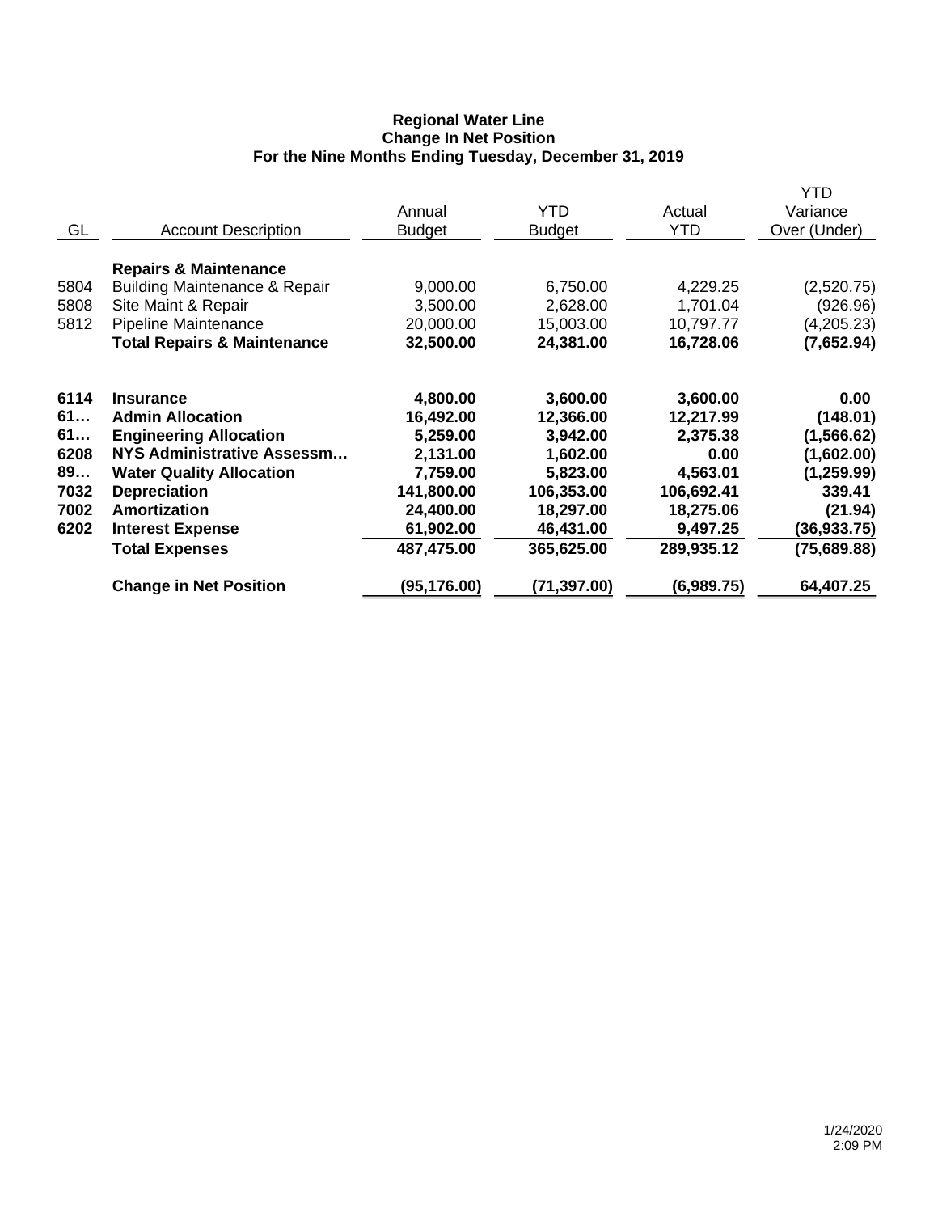**Regional Water Line**
**Change In Net Position**
**For the Nine Months Ending Tuesday, December 31, 2019**

| GL | Account Description | Annual Budget | YTD Budget | Actual YTD | YTD Variance Over (Under) |
|---|---|---|---|---|---|
| | **Repairs & Maintenance** | | | | |
| 5804 | Building Maintenance & Repair | 9,000.00 | 6,750.00 | 4,229.25 | (2,520.75) |
| 5808 | Site Maint & Repair | 3,500.00 | 2,628.00 | 1,701.04 | (926.96) |
| 5812 | Pipeline Maintenance | 20,000.00 | 15,003.00 | 10,797.77 | (4,205.23) |
| | **Total Repairs & Maintenance** | **32,500.00** | **24,381.00** | **16,728.06** | **(7,652.94)** |
| **6114** | **Insurance** | **4,800.00** | **3,600.00** | **3,600.00** | **0.00** |
| **61…** | **Admin Allocation** | **16,492.00** | **12,366.00** | **12,217.99** | **(148.01)** |
| **61…** | **Engineering Allocation** | **5,259.00** | **3,942.00** | **2,375.38** | **(1,566.62)** |
| **6208** | **NYS Administrative Assessm…** | **2,131.00** | **1,602.00** | **0.00** | **(1,602.00)** |
| **89…** | **Water Quality Allocation** | **7,759.00** | **5,823.00** | **4,563.01** | **(1,259.99)** |
| **7032** | **Depreciation** | **141,800.00** | **106,353.00** | **106,692.41** | **339.41** |
| **7002** | **Amortization** | **24,400.00** | **18,297.00** | **18,275.06** | **(21.94)** |
| **6202** | **Interest Expense** | **61,902.00** | **46,431.00** | **9,497.25** | **(36,933.75)** |
| | **Total Expenses** | **487,475.00** | **365,625.00** | **289,935.12** | **(75,689.88)** |
| | **Change in Net Position** | **(95,176.00)** | **(71,397.00)** | **(6,989.75)** | **64,407.25** |

1/24/2020
2:09 PM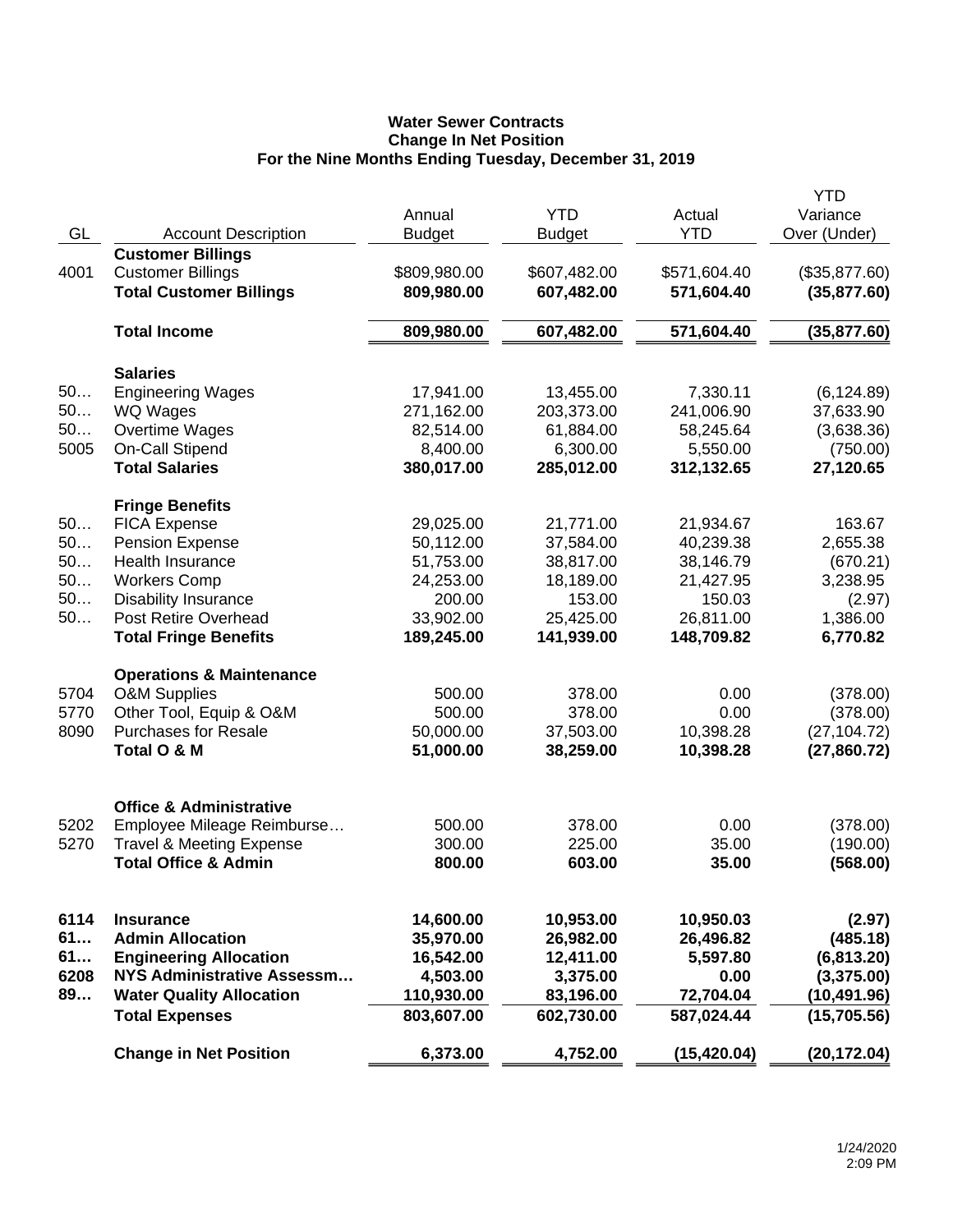**Water Sewer Contracts**
**Change In Net Position**
**For the Nine Months Ending Tuesday, December 31, 2019**

| GL | Account Description | Annual Budget | YTD Budget | Actual YTD | YTD Variance Over (Under) |
|---|---|---|---|---|---|
| | **Customer Billings** | | | | |
| 4001 | Customer Billings | $809,980.00 | $607,482.00 | $571,604.40 | ($35,877.60) |
| | **Total Customer Billings** | **809,980.00** | **607,482.00** | **571,604.40** | **(35,877.60)** |
| | **Total Income** | **809,980.00** | **607,482.00** | **571,604.40** | **(35,877.60)** |
| | **Salaries** | | | | |
| 50… | Engineering Wages | 17,941.00 | 13,455.00 | 7,330.11 | (6,124.89) |
| 50… | WQ Wages | 271,162.00 | 203,373.00 | 241,006.90 | 37,633.90 |
| 50… | Overtime Wages | 82,514.00 | 61,884.00 | 58,245.64 | (3,638.36) |
| 5005 | On-Call Stipend | 8,400.00 | 6,300.00 | 5,550.00 | (750.00) |
| | **Total Salaries** | **380,017.00** | **285,012.00** | **312,132.65** | **27,120.65** |
| | **Fringe Benefits** | | | | |
| 50… | FICA Expense | 29,025.00 | 21,771.00 | 21,934.67 | 163.67 |
| 50… | Pension Expense | 50,112.00 | 37,584.00 | 40,239.38 | 2,655.38 |
| 50… | Health Insurance | 51,753.00 | 38,817.00 | 38,146.79 | (670.21) |
| 50… | Workers Comp | 24,253.00 | 18,189.00 | 21,427.95 | 3,238.95 |
| 50… | Disability Insurance | 200.00 | 153.00 | 150.03 | (2.97) |
| 50… | Post Retire Overhead | 33,902.00 | 25,425.00 | 26,811.00 | 1,386.00 |
| | **Total Fringe Benefits** | **189,245.00** | **141,939.00** | **148,709.82** | **6,770.82** |
| | **Operations & Maintenance** | | | | |
| 5704 | O&M Supplies | 500.00 | 378.00 | 0.00 | (378.00) |
| 5770 | Other Tool, Equip & O&M | 500.00 | 378.00 | 0.00 | (378.00) |
| 8090 | Purchases for Resale | 50,000.00 | 37,503.00 | 10,398.28 | (27,104.72) |
| | **Total O & M** | **51,000.00** | **38,259.00** | **10,398.28** | **(27,860.72)** |
| | **Office & Administrative** | | | | |
| 5202 | Employee Mileage Reimburse… | 500.00 | 378.00 | 0.00 | (378.00) |
| 5270 | Travel & Meeting Expense | 300.00 | 225.00 | 35.00 | (190.00) |
| | **Total Office & Admin** | **800.00** | **603.00** | **35.00** | **(568.00)** |
| **6114** | **Insurance** | **14,600.00** | **10,953.00** | **10,950.03** | **(2.97)** |
| **61…** | **Admin Allocation** | **35,970.00** | **26,982.00** | **26,496.82** | **(485.18)** |
| **61…** | **Engineering Allocation** | **16,542.00** | **12,411.00** | **5,597.80** | **(6,813.20)** |
| **6208** | **NYS Administrative Assessm…** | **4,503.00** | **3,375.00** | **0.00** | **(3,375.00)** |
| **89…** | **Water Quality Allocation** | **110,930.00** | **83,196.00** | **72,704.04** | **(10,491.96)** |
| | **Total Expenses** | **803,607.00** | **602,730.00** | **587,024.44** | **(15,705.56)** |
| | **Change in Net Position** | **6,373.00** | **4,752.00** | **(15,420.04)** | **(20,172.04)** |

1/24/2020
2:09 PM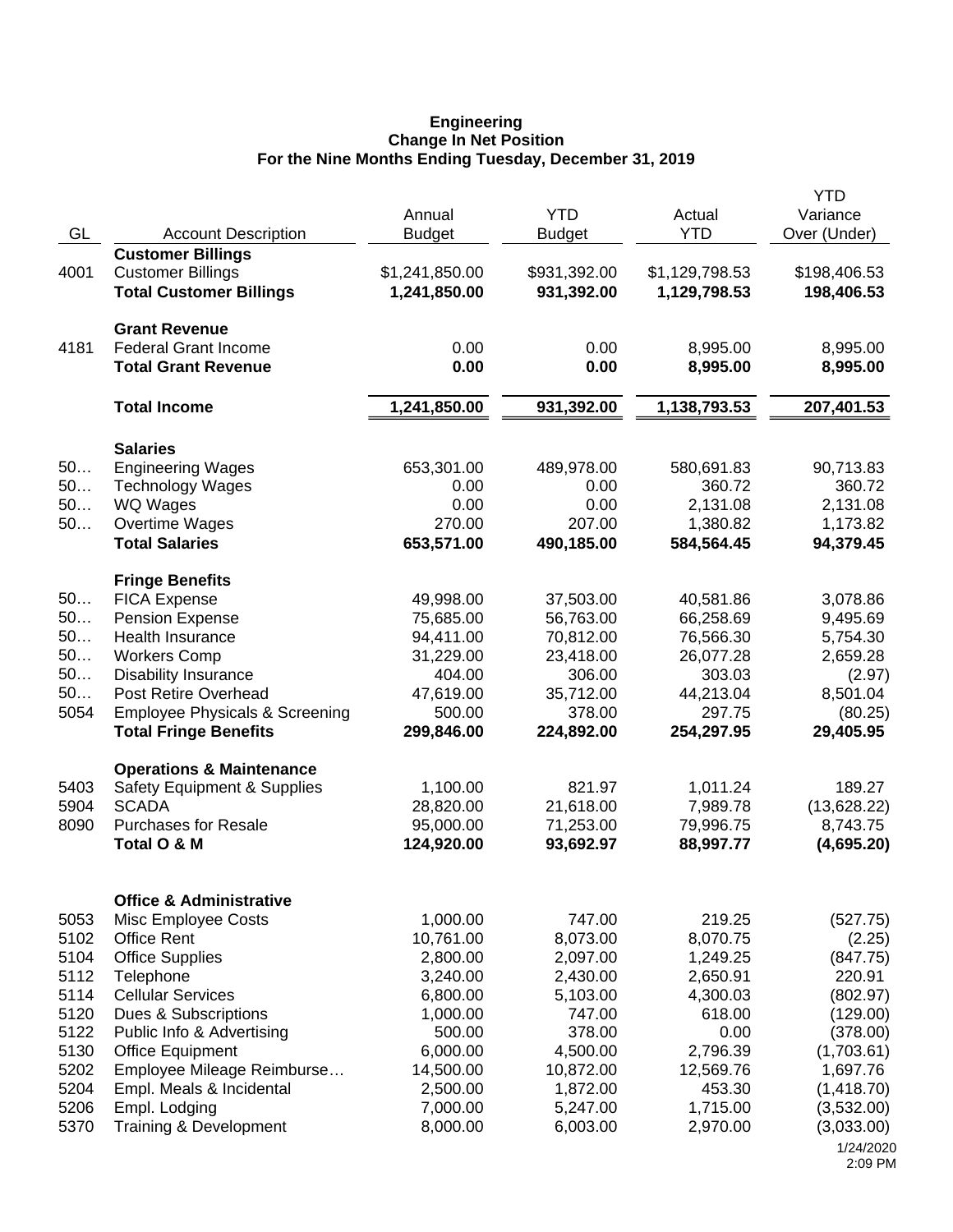**Engineering**
**Change In Net Position**
**For the Nine Months Ending Tuesday, December 31, 2019**

| GL | Account Description | Annual Budget | YTD Budget | Actual YTD | YTD Variance Over (Under) |
|---|---|---|---|---|---|
| | **Customer Billings** | | | | |
| 4001 | Customer Billings | $1,241,850.00 | $931,392.00 | $1,129,798.53 | $198,406.53 |
| | **Total Customer Billings** | **1,241,850.00** | **931,392.00** | **1,129,798.53** | **198,406.53** |
| | **Grant Revenue** | | | | |
| 4181 | Federal Grant Income | 0.00 | 0.00 | 8,995.00 | 8,995.00 |
| | **Total Grant Revenue** | **0.00** | **0.00** | **8,995.00** | **8,995.00** |
| | **Total Income** | **1,241,850.00** | **931,392.00** | **1,138,793.53** | **207,401.53** |
| | **Salaries** | | | | |
| 50… | Engineering Wages | 653,301.00 | 489,978.00 | 580,691.83 | 90,713.83 |
| 50… | Technology Wages | 0.00 | 0.00 | 360.72 | 360.72 |
| 50… | WQ Wages | 0.00 | 0.00 | 2,131.08 | 2,131.08 |
| 50… | Overtime Wages | 270.00 | 207.00 | 1,380.82 | 1,173.82 |
| | **Total Salaries** | **653,571.00** | **490,185.00** | **584,564.45** | **94,379.45** |
| | **Fringe Benefits** | | | | |
| 50… | FICA Expense | 49,998.00 | 37,503.00 | 40,581.86 | 3,078.86 |
| 50… | Pension Expense | 75,685.00 | 56,763.00 | 66,258.69 | 9,495.69 |
| 50… | Health Insurance | 94,411.00 | 70,812.00 | 76,566.30 | 5,754.30 |
| 50… | Workers Comp | 31,229.00 | 23,418.00 | 26,077.28 | 2,659.28 |
| 50… | Disability Insurance | 404.00 | 306.00 | 303.03 | (2.97) |
| 50… | Post Retire Overhead | 47,619.00 | 35,712.00 | 44,213.04 | 8,501.04 |
| 5054 | Employee Physicals & Screening | 500.00 | 378.00 | 297.75 | (80.25) |
| | **Total Fringe Benefits** | **299,846.00** | **224,892.00** | **254,297.95** | **29,405.95** |
| | **Operations & Maintenance** | | | | |
| 5403 | Safety Equipment & Supplies | 1,100.00 | 821.97 | 1,011.24 | 189.27 |
| 5904 | SCADA | 28,820.00 | 21,618.00 | 7,989.78 | (13,628.22) |
| 8090 | Purchases for Resale | 95,000.00 | 71,253.00 | 79,996.75 | 8,743.75 |
| | **Total O & M** | **124,920.00** | **93,692.97** | **88,997.77** | **(4,695.20)** |
| | **Office & Administrative** | | | | |
| 5053 | Misc Employee Costs | 1,000.00 | 747.00 | 219.25 | (527.75) |
| 5102 | Office Rent | 10,761.00 | 8,073.00 | 8,070.75 | (2.25) |
| 5104 | Office Supplies | 2,800.00 | 2,097.00 | 1,249.25 | (847.75) |
| 5112 | Telephone | 3,240.00 | 2,430.00 | 2,650.91 | 220.91 |
| 5114 | Cellular Services | 6,800.00 | 5,103.00 | 4,300.03 | (802.97) |
| 5120 | Dues & Subscriptions | 1,000.00 | 747.00 | 618.00 | (129.00) |
| 5122 | Public Info & Advertising | 500.00 | 378.00 | 0.00 | (378.00) |
| 5130 | Office Equipment | 6,000.00 | 4,500.00 | 2,796.39 | (1,703.61) |
| 5202 | Employee Mileage Reimburse… | 14,500.00 | 10,872.00 | 12,569.76 | 1,697.76 |
| 5204 | Empl. Meals & Incidental | 2,500.00 | 1,872.00 | 453.30 | (1,418.70) |
| 5206 | Empl. Lodging | 7,000.00 | 5,247.00 | 1,715.00 | (3,532.00) |
| 5370 | Training & Development | 8,000.00 | 6,003.00 | 2,970.00 | (3,033.00) |

1/24/2020
2:09 PM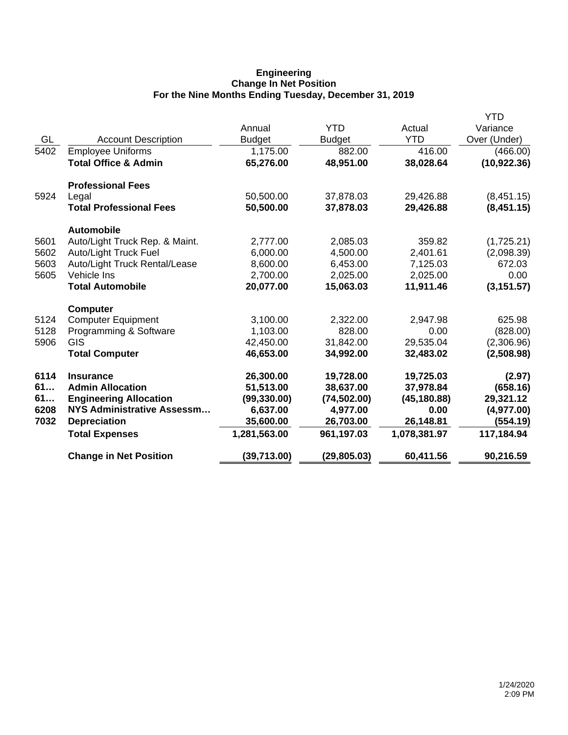**Engineering**
**Change In Net Position**
**For the Nine Months Ending Tuesday, December 31, 2019**

| GL | Account Description | Annual Budget | YTD Budget | Actual YTD | YTD Variance Over (Under) |
|---|---|---|---|---|---|
| 5402 | Employee Uniforms | 1,175.00 | 882.00 | 416.00 | (466.00) |
| | **Total Office & Admin** | **65,276.00** | **48,951.00** | **38,028.64** | **(10,922.36)** |
| | **Professional Fees** | | | | |
| 5924 | Legal | 50,500.00 | 37,878.03 | 29,426.88 | (8,451.15) |
| | **Total Professional Fees** | **50,500.00** | **37,878.03** | **29,426.88** | **(8,451.15)** |
| | **Automobile** | | | | |
| 5601 | Auto/Light Truck Rep. & Maint. | 2,777.00 | 2,085.03 | 359.82 | (1,725.21) |
| 5602 | Auto/Light Truck Fuel | 6,000.00 | 4,500.00 | 2,401.61 | (2,098.39) |
| 5603 | Auto/Light Truck Rental/Lease | 8,600.00 | 6,453.00 | 7,125.03 | 672.03 |
| 5605 | Vehicle Ins | 2,700.00 | 2,025.00 | 2,025.00 | 0.00 |
| | **Total Automobile** | **20,077.00** | **15,063.03** | **11,911.46** | **(3,151.57)** |
| | **Computer** | | | | |
| 5124 | Computer Equipment | 3,100.00 | 2,322.00 | 2,947.98 | 625.98 |
| 5128 | Programming & Software | 1,103.00 | 828.00 | 0.00 | (828.00) |
| 5906 | GIS | 42,450.00 | 31,842.00 | 29,535.04 | (2,306.96) |
| | **Total Computer** | **46,653.00** | **34,992.00** | **32,483.02** | **(2,508.98)** |
| **6114** | **Insurance** | **26,300.00** | **19,728.00** | **19,725.03** | **(2.97)** |
| **61…** | **Admin Allocation** | **51,513.00** | **38,637.00** | **37,978.84** | **(658.16)** |
| **61…** | **Engineering Allocation** | **(99,330.00)** | **(74,502.00)** | **(45,180.88)** | **29,321.12** |
| **6208** | **NYS Administrative Assessm…** | **6,637.00** | **4,977.00** | **0.00** | **(4,977.00)** |
| **7032** | **Depreciation** | **35,600.00** | **26,703.00** | **26,148.81** | **(554.19)** |
| | **Total Expenses** | **1,281,563.00** | **961,197.03** | **1,078,381.97** | **117,184.94** |
| | **Change in Net Position** | **(39,713.00)** | **(29,805.03)** | **60,411.56** | **90,216.59** |

1/24/2020
2:09 PM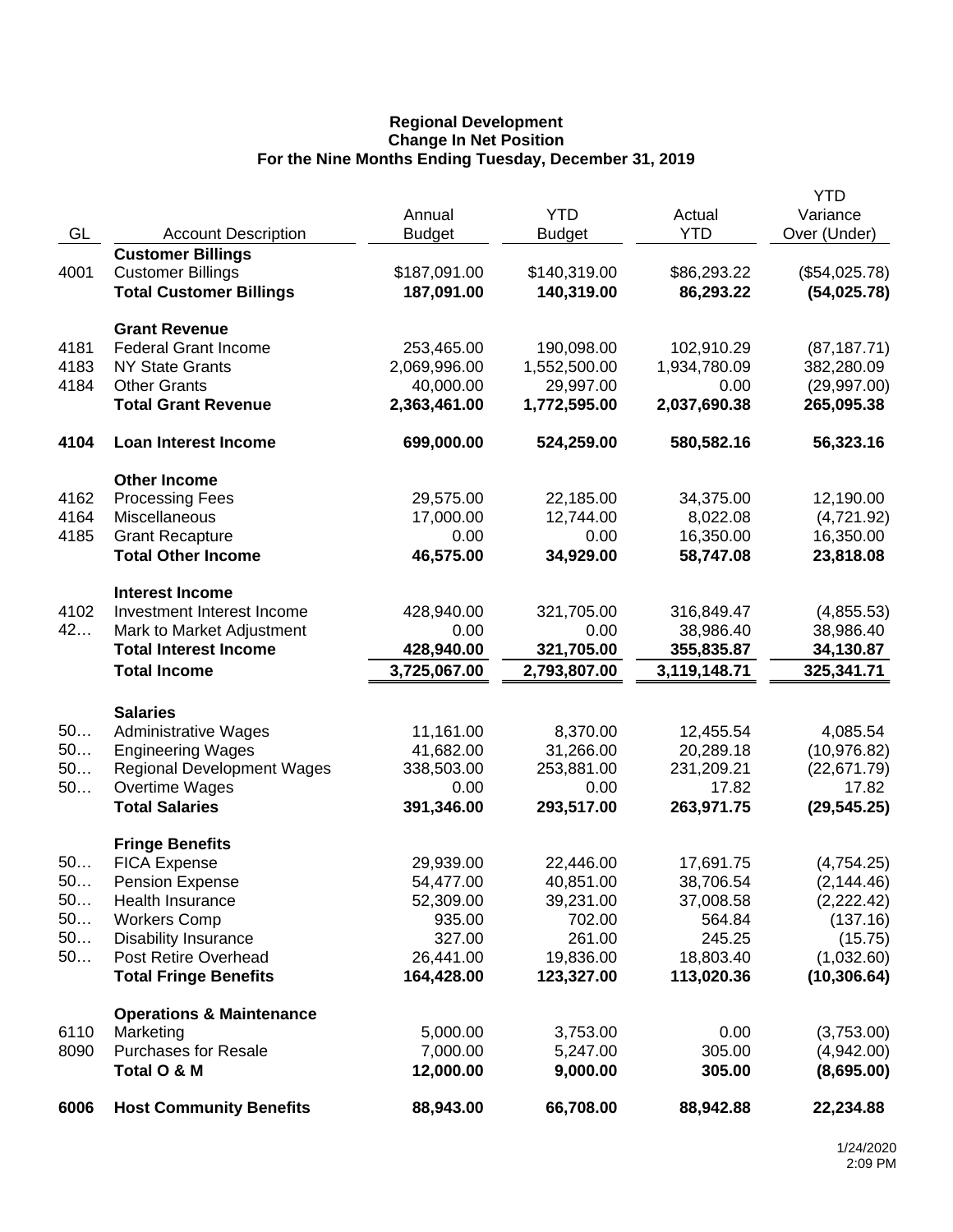**Regional Development**
**Change In Net Position**
**For the Nine Months Ending Tuesday, December 31, 2019**

| GL | Account Description | Annual Budget | YTD Budget | Actual YTD | YTD Variance Over (Under) |
|---|---|---|---|---|---|
| | **Customer Billings** | | | | |
| 4001 | Customer Billings | $187,091.00 | $140,319.00 | $86,293.22 | ($54,025.78) |
| | **Total Customer Billings** | **187,091.00** | **140,319.00** | **86,293.22** | **(54,025.78)** |
| | **Grant Revenue** | | | | |
| 4181 | Federal Grant Income | 253,465.00 | 190,098.00 | 102,910.29 | (87,187.71) |
| 4183 | NY State Grants | 2,069,996.00 | 1,552,500.00 | 1,934,780.09 | 382,280.09 |
| 4184 | Other Grants | 40,000.00 | 29,997.00 | 0.00 | (29,997.00) |
| | **Total Grant Revenue** | **2,363,461.00** | **1,772,595.00** | **2,037,690.38** | **265,095.38** |
| **4104** | **Loan Interest Income** | **699,000.00** | **524,259.00** | **580,582.16** | **56,323.16** |
| | **Other Income** | | | | |
| 4162 | Processing Fees | 29,575.00 | 22,185.00 | 34,375.00 | 12,190.00 |
| 4164 | Miscellaneous | 17,000.00 | 12,744.00 | 8,022.08 | (4,721.92) |
| 4185 | Grant Recapture | 0.00 | 0.00 | 16,350.00 | 16,350.00 |
| | **Total Other Income** | **46,575.00** | **34,929.00** | **58,747.08** | **23,818.08** |
| | **Interest Income** | | | | |
| 4102 | Investment Interest Income | 428,940.00 | 321,705.00 | 316,849.47 | (4,855.53) |
| 42… | Mark to Market Adjustment | 0.00 | 0.00 | 38,986.40 | 38,986.40 |
| | **Total Interest Income** | **428,940.00** | **321,705.00** | **355,835.87** | **34,130.87** |
| | **Total Income** | **3,725,067.00** | **2,793,807.00** | **3,119,148.71** | **325,341.71** |
| | **Salaries** | | | | |
| 50… | Administrative Wages | 11,161.00 | 8,370.00 | 12,455.54 | 4,085.54 |
| 50… | Engineering Wages | 41,682.00 | 31,266.00 | 20,289.18 | (10,976.82) |
| 50… | Regional Development Wages | 338,503.00 | 253,881.00 | 231,209.21 | (22,671.79) |
| 50… | Overtime Wages | 0.00 | 0.00 | 17.82 | 17.82 |
| | **Total Salaries** | **391,346.00** | **293,517.00** | **263,971.75** | **(29,545.25)** |
| | **Fringe Benefits** | | | | |
| 50… | FICA Expense | 29,939.00 | 22,446.00 | 17,691.75 | (4,754.25) |
| 50… | Pension Expense | 54,477.00 | 40,851.00 | 38,706.54 | (2,144.46) |
| 50… | Health Insurance | 52,309.00 | 39,231.00 | 37,008.58 | (2,222.42) |
| 50… | Workers Comp | 935.00 | 702.00 | 564.84 | (137.16) |
| 50… | Disability Insurance | 327.00 | 261.00 | 245.25 | (15.75) |
| 50… | Post Retire Overhead | 26,441.00 | 19,836.00 | 18,803.40 | (1,032.60) |
| | **Total Fringe Benefits** | **164,428.00** | **123,327.00** | **113,020.36** | **(10,306.64)** |
| | **Operations & Maintenance** | | | | |
| 6110 | Marketing | 5,000.00 | 3,753.00 | 0.00 | (3,753.00) |
| 8090 | Purchases for Resale | 7,000.00 | 5,247.00 | 305.00 | (4,942.00) |
| | **Total O & M** | **12,000.00** | **9,000.00** | **305.00** | **(8,695.00)** |
| **6006** | **Host Community Benefits** | **88,943.00** | **66,708.00** | **88,942.88** | **22,234.88** |

1/24/2020
2:09 PM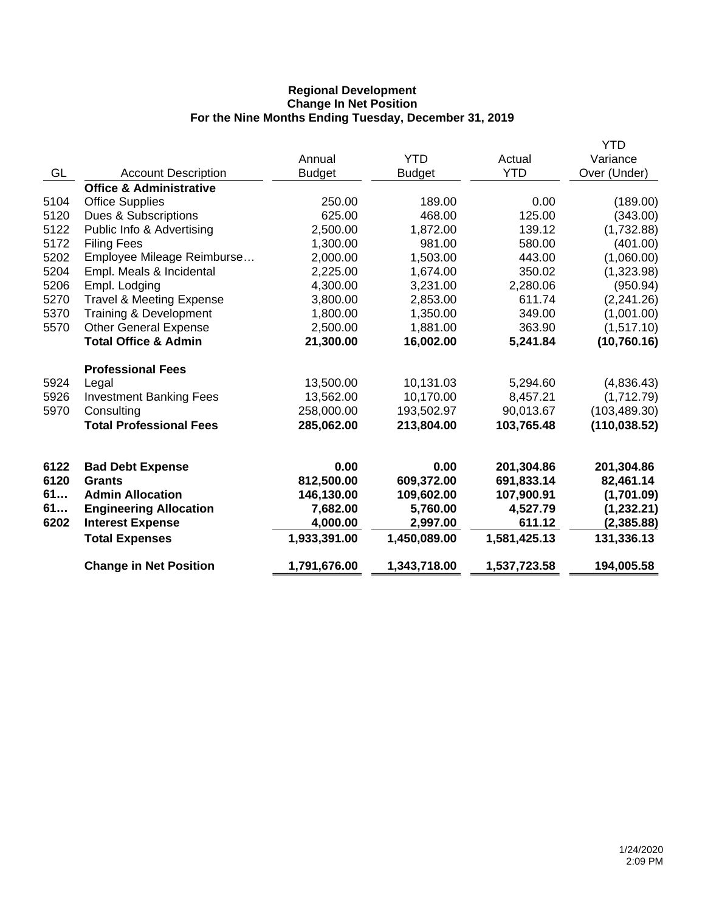**Regional Development**
**Change In Net Position**
**For the Nine Months Ending Tuesday, December 31, 2019**

| GL | Account Description | Annual Budget | YTD Budget | Actual YTD | YTD Variance Over (Under) |
|---|---|---|---|---|---|
| | **Office & Administrative** | | | | |
| 5104 | Office Supplies | 250.00 | 189.00 | 0.00 | (189.00) |
| 5120 | Dues & Subscriptions | 625.00 | 468.00 | 125.00 | (343.00) |
| 5122 | Public Info & Advertising | 2,500.00 | 1,872.00 | 139.12 | (1,732.88) |
| 5172 | Filing Fees | 1,300.00 | 981.00 | 580.00 | (401.00) |
| 5202 | Employee Mileage Reimburse… | 2,000.00 | 1,503.00 | 443.00 | (1,060.00) |
| 5204 | Empl. Meals & Incidental | 2,225.00 | 1,674.00 | 350.02 | (1,323.98) |
| 5206 | Empl. Lodging | 4,300.00 | 3,231.00 | 2,280.06 | (950.94) |
| 5270 | Travel & Meeting Expense | 3,800.00 | 2,853.00 | 611.74 | (2,241.26) |
| 5370 | Training & Development | 1,800.00 | 1,350.00 | 349.00 | (1,001.00) |
| 5570 | Other General Expense | 2,500.00 | 1,881.00 | 363.90 | (1,517.10) |
| | **Total Office & Admin** | **21,300.00** | **16,002.00** | **5,241.84** | **(10,760.16)** |
| | **Professional Fees** | | | | |
| 5924 | Legal | 13,500.00 | 10,131.03 | 5,294.60 | (4,836.43) |
| 5926 | Investment Banking Fees | 13,562.00 | 10,170.00 | 8,457.21 | (1,712.79) |
| 5970 | Consulting | 258,000.00 | 193,502.97 | 90,013.67 | (103,489.30) |
| | **Total Professional Fees** | **285,062.00** | **213,804.00** | **103,765.48** | **(110,038.52)** |
| **6122** | **Bad Debt Expense** | **0.00** | **0.00** | **201,304.86** | **201,304.86** |
| **6120** | **Grants** | **812,500.00** | **609,372.00** | **691,833.14** | **82,461.14** |
| **61…** | **Admin Allocation** | **146,130.00** | **109,602.00** | **107,900.91** | **(1,701.09)** |
| **61…** | **Engineering Allocation** | **7,682.00** | **5,760.00** | **4,527.79** | **(1,232.21)** |
| **6202** | **Interest Expense** | **4,000.00** | **2,997.00** | **611.12** | **(2,385.88)** |
| | **Total Expenses** | **1,933,391.00** | **1,450,089.00** | **1,581,425.13** | **131,336.13** |
| | **Change in Net Position** | **1,791,676.00** | **1,343,718.00** | **1,537,723.58** | **194,005.58** |

1/24/2020
2:09 PM